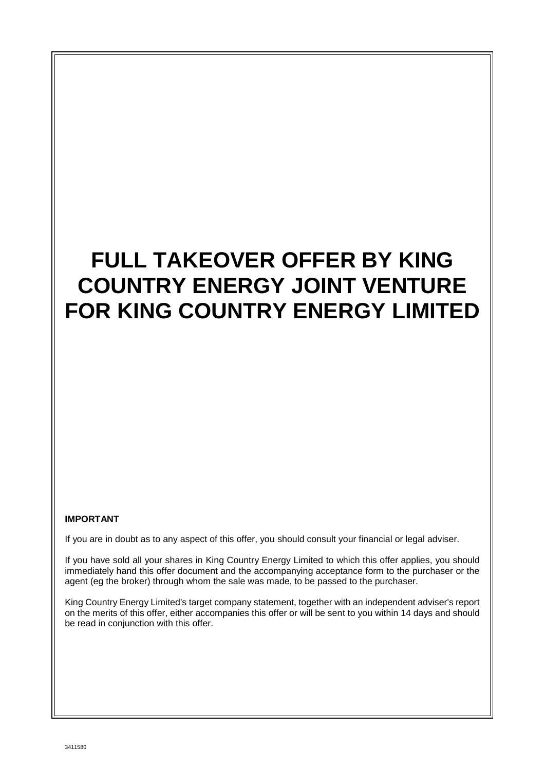# FULL TAKEOVER OFFER BY KING COUNTRY ENERGY JOINT VENTURE FOR KING COUNTRY ENERGY LIMITED

**IMPORTANT**

If you are in doubt as to any aspect of this offer, you should consult your financial or legal adviser.

If you have sold all your shares in King Country Energy Limited to which this offer applies, you should immediately hand this offer document and the accompanying acceptance form to the purchaser or the agent (eg the broker) through whom the sale was made, to be passed to the purchaser.

King Country Energy Limited's target company statement, together with an independent adviser's report on the merits of this offer, either accompanies this offer or will be sent to you within 14 days and should be read in conjunction with this offer.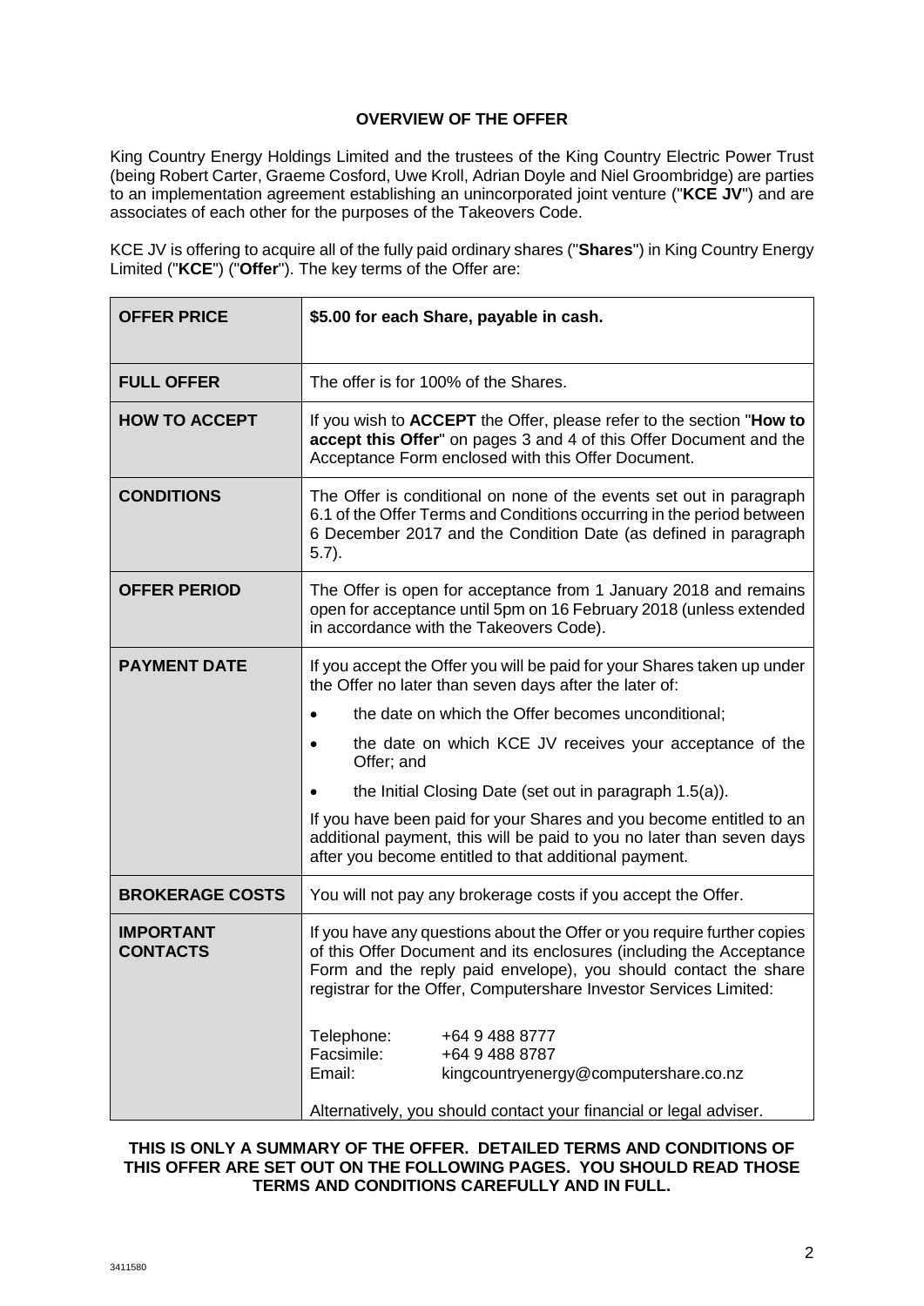# OVERVIEW OF THE OFFER

King Country Energy Holdings Limited and the trustees of the King Country Electric Power Trust (being Robert Carter, Graeme Cosford, Uwe Kroll, Adrian Doyle and Niel Groombridge) are parties to an implementation agreement establishing an unincorporated joint venture ("**KCE JV**") and are associates of each other for the purposes of the Takeovers Code.

KCE JV is offering to acquire all of the fully paid ordinary shares ("**Shares**") in King Country Energy Limited ("**KCE**") ("**Offer**"). The key terms of the Offer are:

| | |
|---|---|
| **OFFER PRICE** | **$5.00 for each Share, payable in cash.** |
| **FULL OFFER** | The offer is for 100% of the Shares. |
| **HOW TO ACCEPT** | If you wish to **ACCEPT** the Offer, please refer to the section "**How to accept this Offer**" on pages 3 and 4 of this Offer Document and the Acceptance Form enclosed with this Offer Document. |
| **CONDITIONS** | The Offer is conditional on none of the events set out in paragraph 6.1 of the Offer Terms and Conditions occurring in the period between 6 December 2017 and the Condition Date (as defined in paragraph 5.7). |
| **OFFER PERIOD** | The Offer is open for acceptance from 1 January 2018 and remains open for acceptance until 5pm on 16 February 2018 (unless extended in accordance with the Takeovers Code). |
| **PAYMENT DATE** | If you accept the Offer you will be paid for your Shares taken up under the Offer no later than seven days after the later of:<br>• the date on which the Offer becomes unconditional;<br>• the date on which KCE JV receives your acceptance of the Offer; and<br>• the Initial Closing Date (set out in paragraph 1.5(a)).<br>If you have been paid for your Shares and you become entitled to an additional payment, this will be paid to you no later than seven days after you become entitled to that additional payment. |
| **BROKERAGE COSTS** | You will not pay any brokerage costs if you accept the Offer. |
| **IMPORTANT CONTACTS** | If you have any questions about the Offer or you require further copies of this Offer Document and its enclosures (including the Acceptance Form and the reply paid envelope), you should contact the share registrar for the Offer, Computershare Investor Services Limited:<br>Telephone: +64 9 488 8777<br>Facsimile: +64 9 488 8787<br>Email: kingcountryenergy@computershare.co.nz<br>Alternatively, you should contact your financial or legal adviser. |

**THIS IS ONLY A SUMMARY OF THE OFFER. DETAILED TERMS AND CONDITIONS OF THIS OFFER ARE SET OUT ON THE FOLLOWING PAGES. YOU SHOULD READ THOSE TERMS AND CONDITIONS CAREFULLY AND IN FULL.**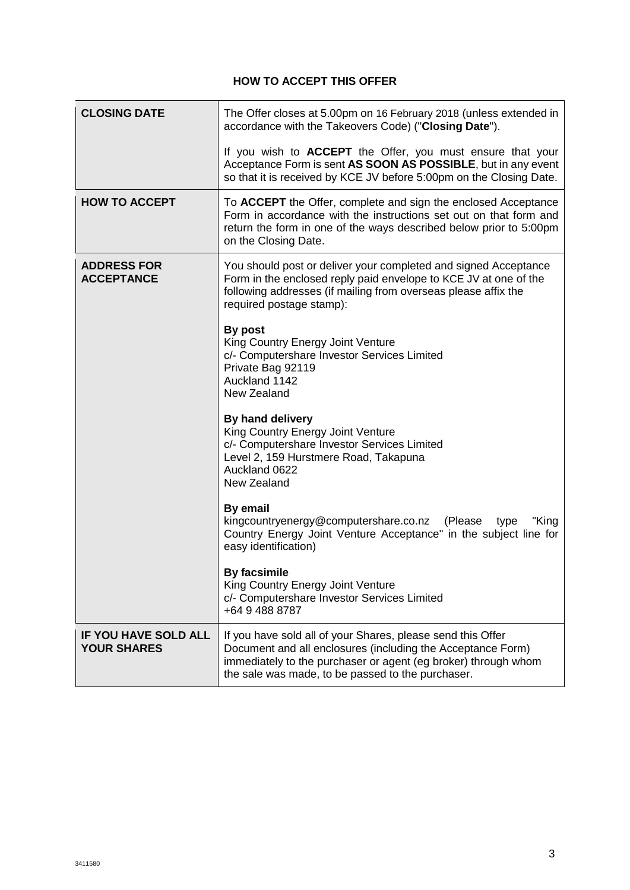# HOW TO ACCEPT THIS OFFER

| | |
|---|---|
| **CLOSING DATE** | The Offer closes at 5.00pm on 16 February 2018 (unless extended in accordance with the Takeovers Code) ("**Closing Date**").<br><br>If you wish to **ACCEPT** the Offer, you must ensure that your Acceptance Form is sent **AS SOON AS POSSIBLE**, but in any event so that it is received by KCE JV before 5:00pm on the Closing Date. |
| **HOW TO ACCEPT** | To **ACCEPT** the Offer, complete and sign the enclosed Acceptance Form in accordance with the instructions set out on that form and return the form in one of the ways described below prior to 5:00pm on the Closing Date. |
| **ADDRESS FOR ACCEPTANCE** | You should post or deliver your completed and signed Acceptance Form in the enclosed reply paid envelope to KCE JV at one of the following addresses (if mailing from overseas please affix the required postage stamp):<br><br>**By post**<br>King Country Energy Joint Venture<br>c/- Computershare Investor Services Limited<br>Private Bag 92119<br>Auckland 1142<br>New Zealand<br><br>**By hand delivery**<br>King Country Energy Joint Venture<br>c/- Computershare Investor Services Limited<br>Level 2, 159 Hurstmere Road, Takapuna<br>Auckland 0622<br>New Zealand<br><br>**By email**<br>kingcountryenergy@computershare.co.nz (Please type "King Country Energy Joint Venture Acceptance" in the subject line for easy identification)<br><br>**By facsimile**<br>King Country Energy Joint Venture<br>c/- Computershare Investor Services Limited<br>+64 9 488 8787 |
| **IF YOU HAVE SOLD ALL YOUR SHARES** | If you have sold all of your Shares, please send this Offer Document and all enclosures (including the Acceptance Form) immediately to the purchaser or agent (eg broker) through whom the sale was made, to be passed to the purchaser. |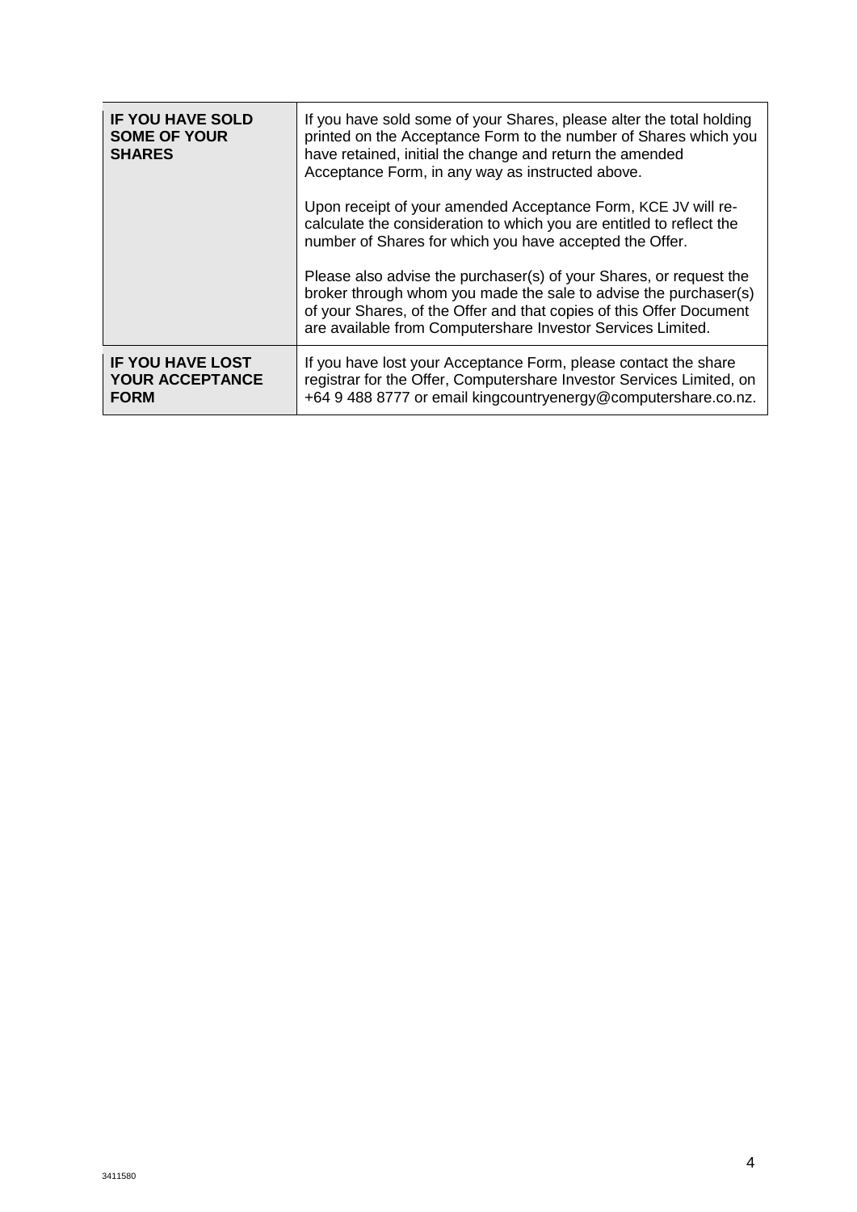| | |
|---|---|
| **IF YOU HAVE SOLD SOME OF YOUR SHARES** | If you have sold some of your Shares, please alter the total holding printed on the Acceptance Form to the number of Shares which you have retained, initial the change and return the amended Acceptance Form, in any way as instructed above.<br><br>Upon receipt of your amended Acceptance Form, KCE JV will re-calculate the consideration to which you are entitled to reflect the number of Shares for which you have accepted the Offer.<br><br>Please also advise the purchaser(s) of your Shares, or request the broker through whom you made the sale to advise the purchaser(s) of your Shares, of the Offer and that copies of this Offer Document are available from Computershare Investor Services Limited. |
| **IF YOU HAVE LOST YOUR ACCEPTANCE FORM** | If you have lost your Acceptance Form, please contact the share registrar for the Offer, Computershare Investor Services Limited, on +64 9 488 8777 or email kingcountryenergy@computershare.co.nz. |

3411580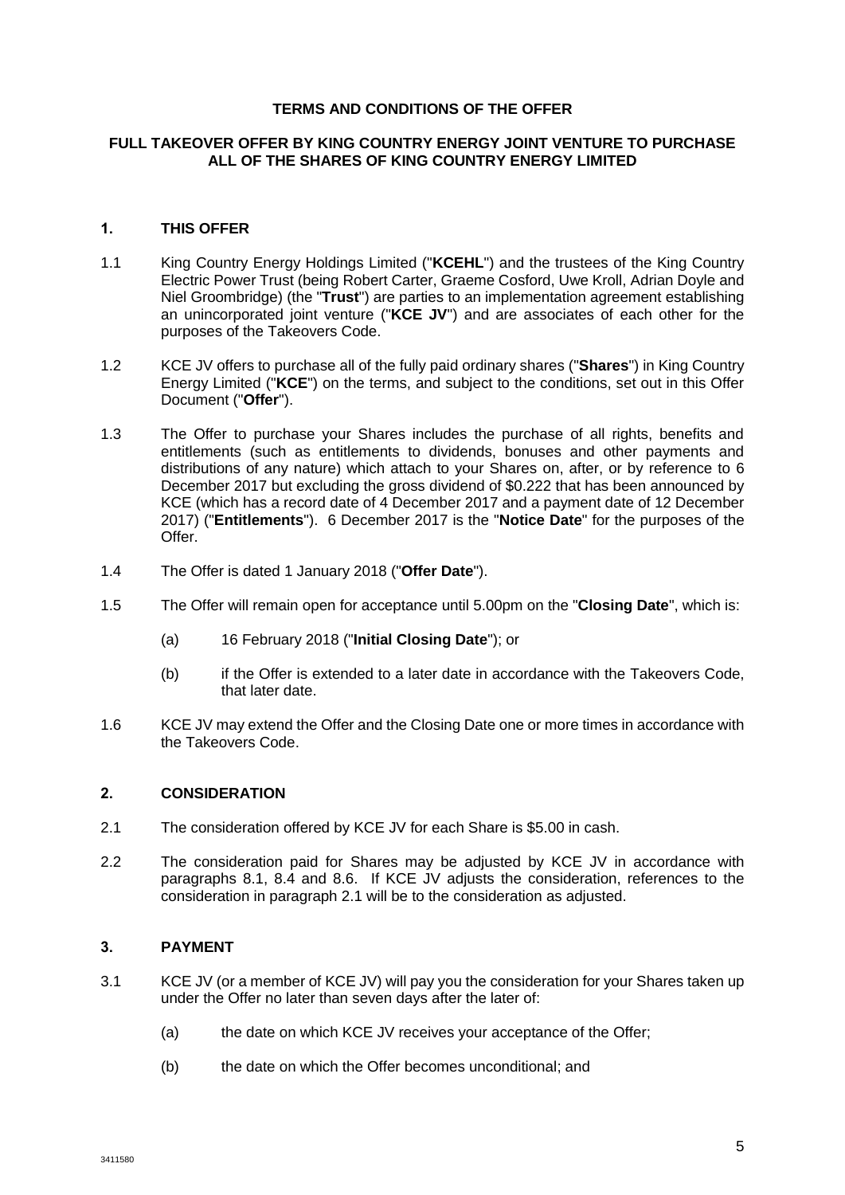**TERMS AND CONDITIONS OF THE OFFER**

**FULL TAKEOVER OFFER BY KING COUNTRY ENERGY JOINT VENTURE TO PURCHASE ALL OF THE SHARES OF KING COUNTRY ENERGY LIMITED**

## 1. THIS OFFER

1.1 King Country Energy Holdings Limited ("**KCEHL**") and the trustees of the King Country Electric Power Trust (being Robert Carter, Graeme Cosford, Uwe Kroll, Adrian Doyle and Niel Groombridge) (the "**Trust**") are parties to an implementation agreement establishing an unincorporated joint venture ("**KCE JV**") and are associates of each other for the purposes of the Takeovers Code.

1.2 KCE JV offers to purchase all of the fully paid ordinary shares ("**Shares**") in King Country Energy Limited ("**KCE**") on the terms, and subject to the conditions, set out in this Offer Document ("**Offer**").

1.3 The Offer to purchase your Shares includes the purchase of all rights, benefits and entitlements (such as entitlements to dividends, bonuses and other payments and distributions of any nature) which attach to your Shares on, after, or by reference to 6 December 2017 but excluding the gross dividend of $0.222 that has been announced by KCE (which has a record date of 4 December 2017 and a payment date of 12 December 2017) ("**Entitlements**"). 6 December 2017 is the "**Notice Date**" for the purposes of the Offer.

1.4 The Offer is dated 1 January 2018 ("**Offer Date**").

1.5 The Offer will remain open for acceptance until 5.00pm on the "**Closing Date**", which is:

(a) 16 February 2018 ("**Initial Closing Date**"); or

(b) if the Offer is extended to a later date in accordance with the Takeovers Code, that later date.

1.6 KCE JV may extend the Offer and the Closing Date one or more times in accordance with the Takeovers Code.

## 2. CONSIDERATION

2.1 The consideration offered by KCE JV for each Share is $5.00 in cash.

2.2 The consideration paid for Shares may be adjusted by KCE JV in accordance with paragraphs 8.1, 8.4 and 8.6. If KCE JV adjusts the consideration, references to the consideration in paragraph 2.1 will be to the consideration as adjusted.

## 3. PAYMENT

3.1 KCE JV (or a member of KCE JV) will pay you the consideration for your Shares taken up under the Offer no later than seven days after the later of:

(a) the date on which KCE JV receives your acceptance of the Offer;

(b) the date on which the Offer becomes unconditional; and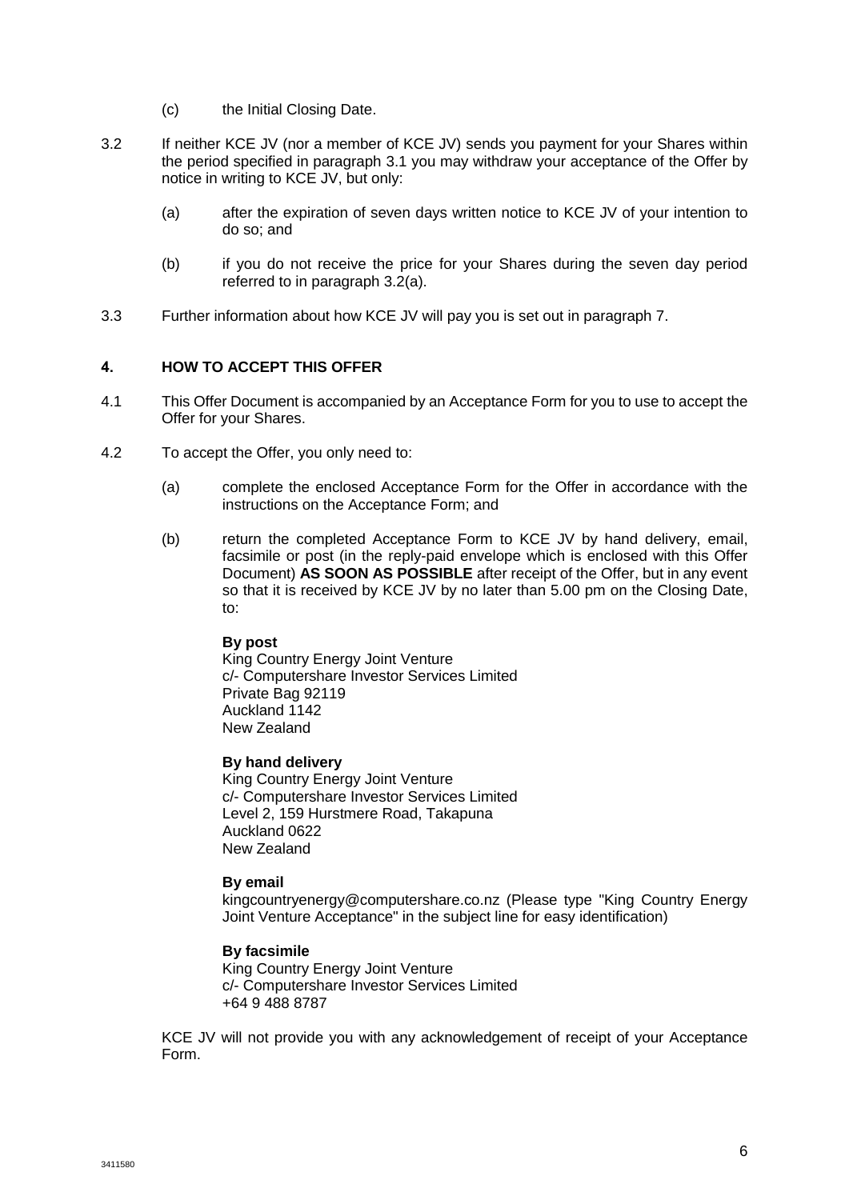(c) the Initial Closing Date.

3.2 If neither KCE JV (nor a member of KCE JV) sends you payment for your Shares within the period specified in paragraph 3.1 you may withdraw your acceptance of the Offer by notice in writing to KCE JV, but only:

(a) after the expiration of seven days written notice to KCE JV of your intention to do so; and

(b) if you do not receive the price for your Shares during the seven day period referred to in paragraph 3.2(a).

3.3 Further information about how KCE JV will pay you is set out in paragraph 7.

## 4. HOW TO ACCEPT THIS OFFER

4.1 This Offer Document is accompanied by an Acceptance Form for you to use to accept the Offer for your Shares.

4.2 To accept the Offer, you only need to:

(a) complete the enclosed Acceptance Form for the Offer in accordance with the instructions on the Acceptance Form; and

(b) return the completed Acceptance Form to KCE JV by hand delivery, email, facsimile or post (in the reply-paid envelope which is enclosed with this Offer Document) **AS SOON AS POSSIBLE** after receipt of the Offer, but in any event so that it is received by KCE JV by no later than 5.00 pm on the Closing Date, to:

**By post**
King Country Energy Joint Venture
c/- Computershare Investor Services Limited
Private Bag 92119
Auckland 1142
New Zealand

**By hand delivery**
King Country Energy Joint Venture
c/- Computershare Investor Services Limited
Level 2, 159 Hurstmere Road, Takapuna
Auckland 0622
New Zealand

**By email**
kingcountryenergy@computershare.co.nz (Please type "King Country Energy Joint Venture Acceptance" in the subject line for easy identification)

**By facsimile**
King Country Energy Joint Venture
c/- Computershare Investor Services Limited
+64 9 488 8787

KCE JV will not provide you with any acknowledgement of receipt of your Acceptance Form.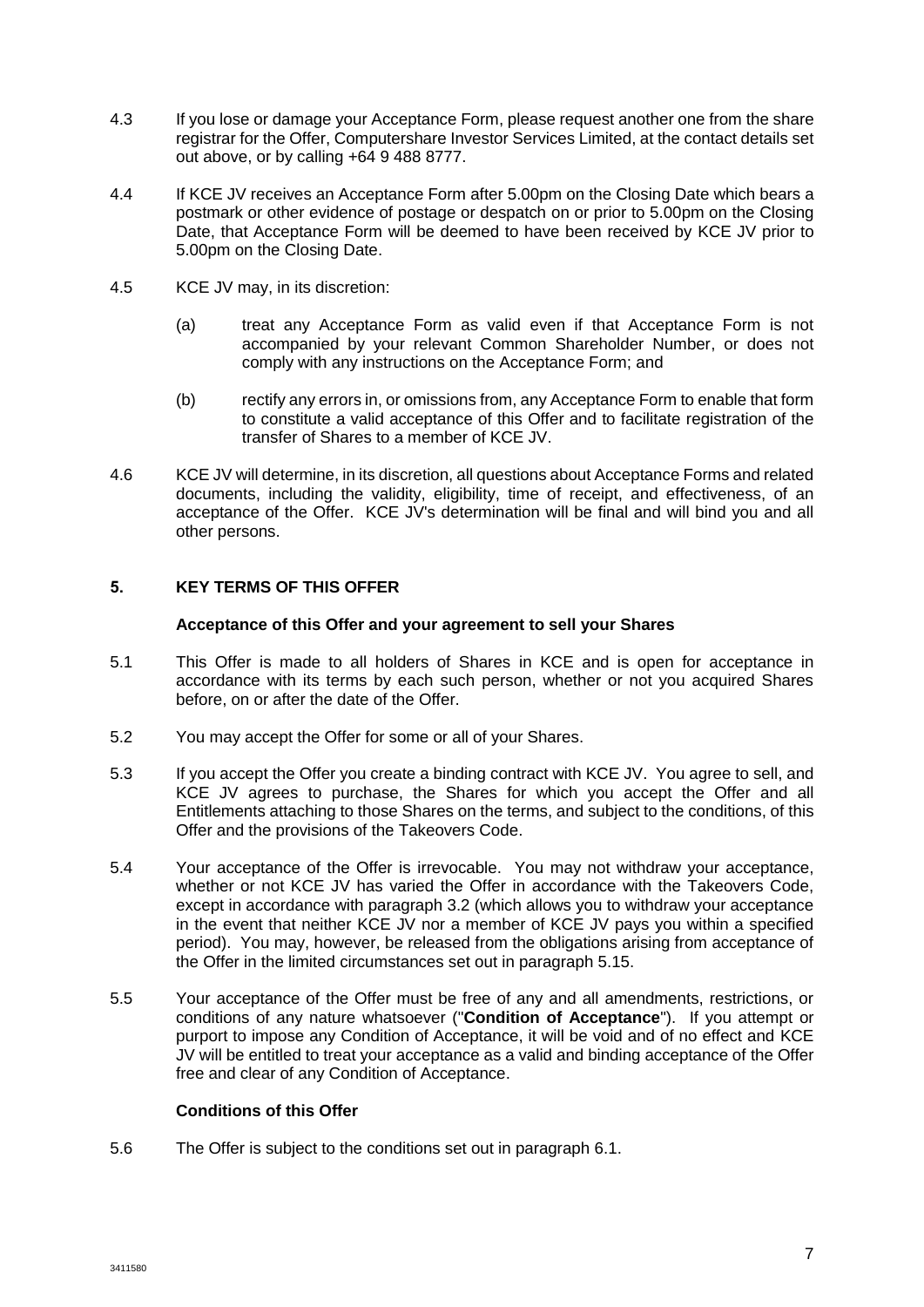4.3 If you lose or damage your Acceptance Form, please request another one from the share registrar for the Offer, Computershare Investor Services Limited, at the contact details set out above, or by calling +64 9 488 8777.

4.4 If KCE JV receives an Acceptance Form after 5.00pm on the Closing Date which bears a postmark or other evidence of postage or despatch on or prior to 5.00pm on the Closing Date, that Acceptance Form will be deemed to have been received by KCE JV prior to 5.00pm on the Closing Date.

4.5 KCE JV may, in its discretion:

(a) treat any Acceptance Form as valid even if that Acceptance Form is not accompanied by your relevant Common Shareholder Number, or does not comply with any instructions on the Acceptance Form; and

(b) rectify any errors in, or omissions from, any Acceptance Form to enable that form to constitute a valid acceptance of this Offer and to facilitate registration of the transfer of Shares to a member of KCE JV.

4.6 KCE JV will determine, in its discretion, all questions about Acceptance Forms and related documents, including the validity, eligibility, time of receipt, and effectiveness, of an acceptance of the Offer. KCE JV's determination will be final and will bind you and all other persons.

## 5. KEY TERMS OF THIS OFFER

### Acceptance of this Offer and your agreement to sell your Shares

5.1 This Offer is made to all holders of Shares in KCE and is open for acceptance in accordance with its terms by each such person, whether or not you acquired Shares before, on or after the date of the Offer.

5.2 You may accept the Offer for some or all of your Shares.

5.3 If you accept the Offer you create a binding contract with KCE JV. You agree to sell, and KCE JV agrees to purchase, the Shares for which you accept the Offer and all Entitlements attaching to those Shares on the terms, and subject to the conditions, of this Offer and the provisions of the Takeovers Code.

5.4 Your acceptance of the Offer is irrevocable. You may not withdraw your acceptance, whether or not KCE JV has varied the Offer in accordance with the Takeovers Code, except in accordance with paragraph 3.2 (which allows you to withdraw your acceptance in the event that neither KCE JV nor a member of KCE JV pays you within a specified period). You may, however, be released from the obligations arising from acceptance of the Offer in the limited circumstances set out in paragraph 5.15.

5.5 Your acceptance of the Offer must be free of any and all amendments, restrictions, or conditions of any nature whatsoever ("**Condition of Acceptance**"). If you attempt or purport to impose any Condition of Acceptance, it will be void and of no effect and KCE JV will be entitled to treat your acceptance as a valid and binding acceptance of the Offer free and clear of any Condition of Acceptance.

### Conditions of this Offer

5.6 The Offer is subject to the conditions set out in paragraph 6.1.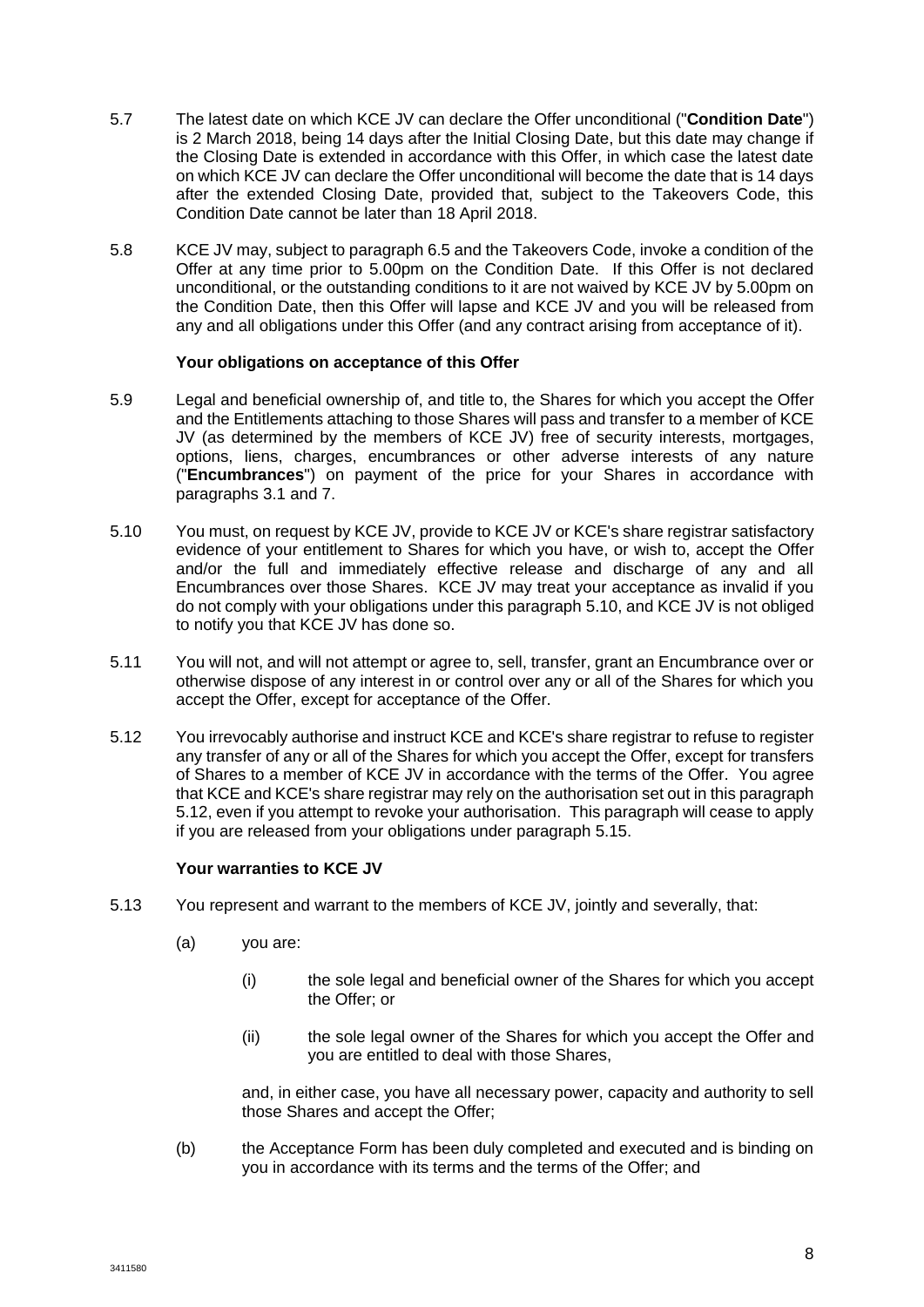5.7 The latest date on which KCE JV can declare the Offer unconditional ("**Condition Date**") is 2 March 2018, being 14 days after the Initial Closing Date, but this date may change if the Closing Date is extended in accordance with this Offer, in which case the latest date on which KCE JV can declare the Offer unconditional will become the date that is 14 days after the extended Closing Date, provided that, subject to the Takeovers Code, this Condition Date cannot be later than 18 April 2018.

5.8 KCE JV may, subject to paragraph 6.5 and the Takeovers Code, invoke a condition of the Offer at any time prior to 5.00pm on the Condition Date. If this Offer is not declared unconditional, or the outstanding conditions to it are not waived by KCE JV by 5.00pm on the Condition Date, then this Offer will lapse and KCE JV and you will be released from any and all obligations under this Offer (and any contract arising from acceptance of it).

**Your obligations on acceptance of this Offer**

5.9 Legal and beneficial ownership of, and title to, the Shares for which you accept the Offer and the Entitlements attaching to those Shares will pass and transfer to a member of KCE JV (as determined by the members of KCE JV) free of security interests, mortgages, options, liens, charges, encumbrances or other adverse interests of any nature ("**Encumbrances**") on payment of the price for your Shares in accordance with paragraphs 3.1 and 7.

5.10 You must, on request by KCE JV, provide to KCE JV or KCE's share registrar satisfactory evidence of your entitlement to Shares for which you have, or wish to, accept the Offer and/or the full and immediately effective release and discharge of any and all Encumbrances over those Shares. KCE JV may treat your acceptance as invalid if you do not comply with your obligations under this paragraph 5.10, and KCE JV is not obliged to notify you that KCE JV has done so.

5.11 You will not, and will not attempt or agree to, sell, transfer, grant an Encumbrance over or otherwise dispose of any interest in or control over any or all of the Shares for which you accept the Offer, except for acceptance of the Offer.

5.12 You irrevocably authorise and instruct KCE and KCE's share registrar to refuse to register any transfer of any or all of the Shares for which you accept the Offer, except for transfers of Shares to a member of KCE JV in accordance with the terms of the Offer. You agree that KCE and KCE's share registrar may rely on the authorisation set out in this paragraph 5.12, even if you attempt to revoke your authorisation. This paragraph will cease to apply if you are released from your obligations under paragraph 5.15.

**Your warranties to KCE JV**

5.13 You represent and warrant to the members of KCE JV, jointly and severally, that:

(a) you are:

(i) the sole legal and beneficial owner of the Shares for which you accept the Offer; or

(ii) the sole legal owner of the Shares for which you accept the Offer and you are entitled to deal with those Shares,

and, in either case, you have all necessary power, capacity and authority to sell those Shares and accept the Offer;

(b) the Acceptance Form has been duly completed and executed and is binding on you in accordance with its terms and the terms of the Offer; and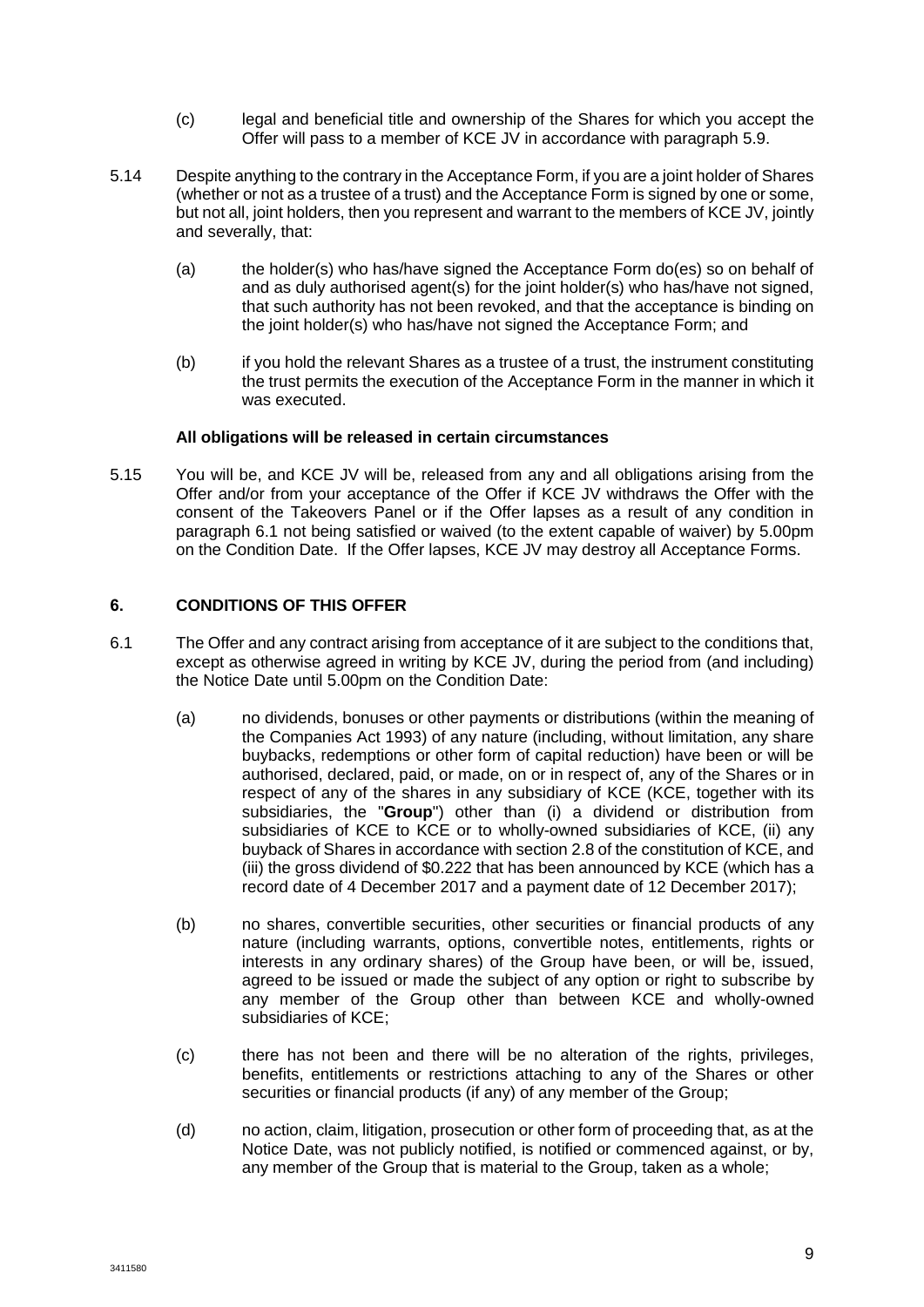(c) legal and beneficial title and ownership of the Shares for which you accept the Offer will pass to a member of KCE JV in accordance with paragraph 5.9.

5.14 Despite anything to the contrary in the Acceptance Form, if you are a joint holder of Shares (whether or not as a trustee of a trust) and the Acceptance Form is signed by one or some, but not all, joint holders, then you represent and warrant to the members of KCE JV, jointly and severally, that:

(a) the holder(s) who has/have signed the Acceptance Form do(es) so on behalf of and as duly authorised agent(s) for the joint holder(s) who has/have not signed, that such authority has not been revoked, and that the acceptance is binding on the joint holder(s) who has/have not signed the Acceptance Form; and

(b) if you hold the relevant Shares as a trustee of a trust, the instrument constituting the trust permits the execution of the Acceptance Form in the manner in which it was executed.

**All obligations will be released in certain circumstances**

5.15 You will be, and KCE JV will be, released from any and all obligations arising from the Offer and/or from your acceptance of the Offer if KCE JV withdraws the Offer with the consent of the Takeovers Panel or if the Offer lapses as a result of any condition in paragraph 6.1 not being satisfied or waived (to the extent capable of waiver) by 5.00pm on the Condition Date. If the Offer lapses, KCE JV may destroy all Acceptance Forms.

## 6. CONDITIONS OF THIS OFFER

6.1 The Offer and any contract arising from acceptance of it are subject to the conditions that, except as otherwise agreed in writing by KCE JV, during the period from (and including) the Notice Date until 5.00pm on the Condition Date:

(a) no dividends, bonuses or other payments or distributions (within the meaning of the Companies Act 1993) of any nature (including, without limitation, any share buybacks, redemptions or other form of capital reduction) have been or will be authorised, declared, paid, or made, on or in respect of, any of the Shares or in respect of any of the shares in any subsidiary of KCE (KCE, together with its subsidiaries, the "**Group**") other than (i) a dividend or distribution from subsidiaries of KCE to KCE or to wholly-owned subsidiaries of KCE, (ii) any buyback of Shares in accordance with section 2.8 of the constitution of KCE, and (iii) the gross dividend of $0.222 that has been announced by KCE (which has a record date of 4 December 2017 and a payment date of 12 December 2017);

(b) no shares, convertible securities, other securities or financial products of any nature (including warrants, options, convertible notes, entitlements, rights or interests in any ordinary shares) of the Group have been, or will be, issued, agreed to be issued or made the subject of any option or right to subscribe by any member of the Group other than between KCE and wholly-owned subsidiaries of KCE;

(c) there has not been and there will be no alteration of the rights, privileges, benefits, entitlements or restrictions attaching to any of the Shares or other securities or financial products (if any) of any member of the Group;

(d) no action, claim, litigation, prosecution or other form of proceeding that, as at the Notice Date, was not publicly notified, is notified or commenced against, or by, any member of the Group that is material to the Group, taken as a whole;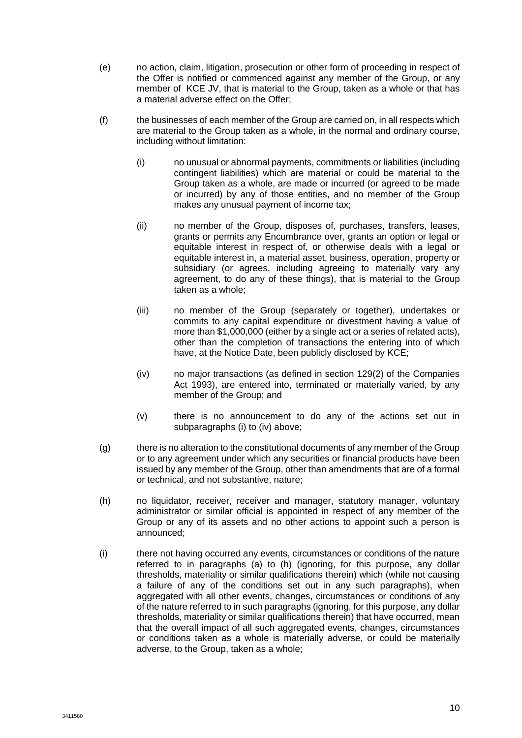(e) no action, claim, litigation, prosecution or other form of proceeding in respect of the Offer is notified or commenced against any member of the Group, or any member of KCE JV, that is material to the Group, taken as a whole or that has a material adverse effect on the Offer;

(f) the businesses of each member of the Group are carried on, in all respects which are material to the Group taken as a whole, in the normal and ordinary course, including without limitation:

  (i) no unusual or abnormal payments, commitments or liabilities (including contingent liabilities) which are material or could be material to the Group taken as a whole, are made or incurred (or agreed to be made or incurred) by any of those entities, and no member of the Group makes any unusual payment of income tax;

  (ii) no member of the Group, disposes of, purchases, transfers, leases, grants or permits any Encumbrance over, grants an option or legal or equitable interest in respect of, or otherwise deals with a legal or equitable interest in, a material asset, business, operation, property or subsidiary (or agrees, including agreeing to materially vary any agreement, to do any of these things), that is material to the Group taken as a whole;

  (iii) no member of the Group (separately or together), undertakes or commits to any capital expenditure or divestment having a value of more than $1,000,000 (either by a single act or a series of related acts), other than the completion of transactions the entering into of which have, at the Notice Date, been publicly disclosed by KCE;

  (iv) no major transactions (as defined in section 129(2) of the Companies Act 1993), are entered into, terminated or materially varied, by any member of the Group; and

  (v) there is no announcement to do any of the actions set out in subparagraphs (i) to (iv) above;

(g) there is no alteration to the constitutional documents of any member of the Group or to any agreement under which any securities or financial products have been issued by any member of the Group, other than amendments that are of a formal or technical, and not substantive, nature;

(h) no liquidator, receiver, receiver and manager, statutory manager, voluntary administrator or similar official is appointed in respect of any member of the Group or any of its assets and no other actions to appoint such a person is announced;

(i) there not having occurred any events, circumstances or conditions of the nature referred to in paragraphs (a) to (h) (ignoring, for this purpose, any dollar thresholds, materiality or similar qualifications therein) which (while not causing a failure of any of the conditions set out in any such paragraphs), when aggregated with all other events, changes, circumstances or conditions of any of the nature referred to in such paragraphs (ignoring, for this purpose, any dollar thresholds, materiality or similar qualifications therein) that have occurred, mean that the overall impact of all such aggregated events, changes, circumstances or conditions taken as a whole is materially adverse, or could be materially adverse, to the Group, taken as a whole;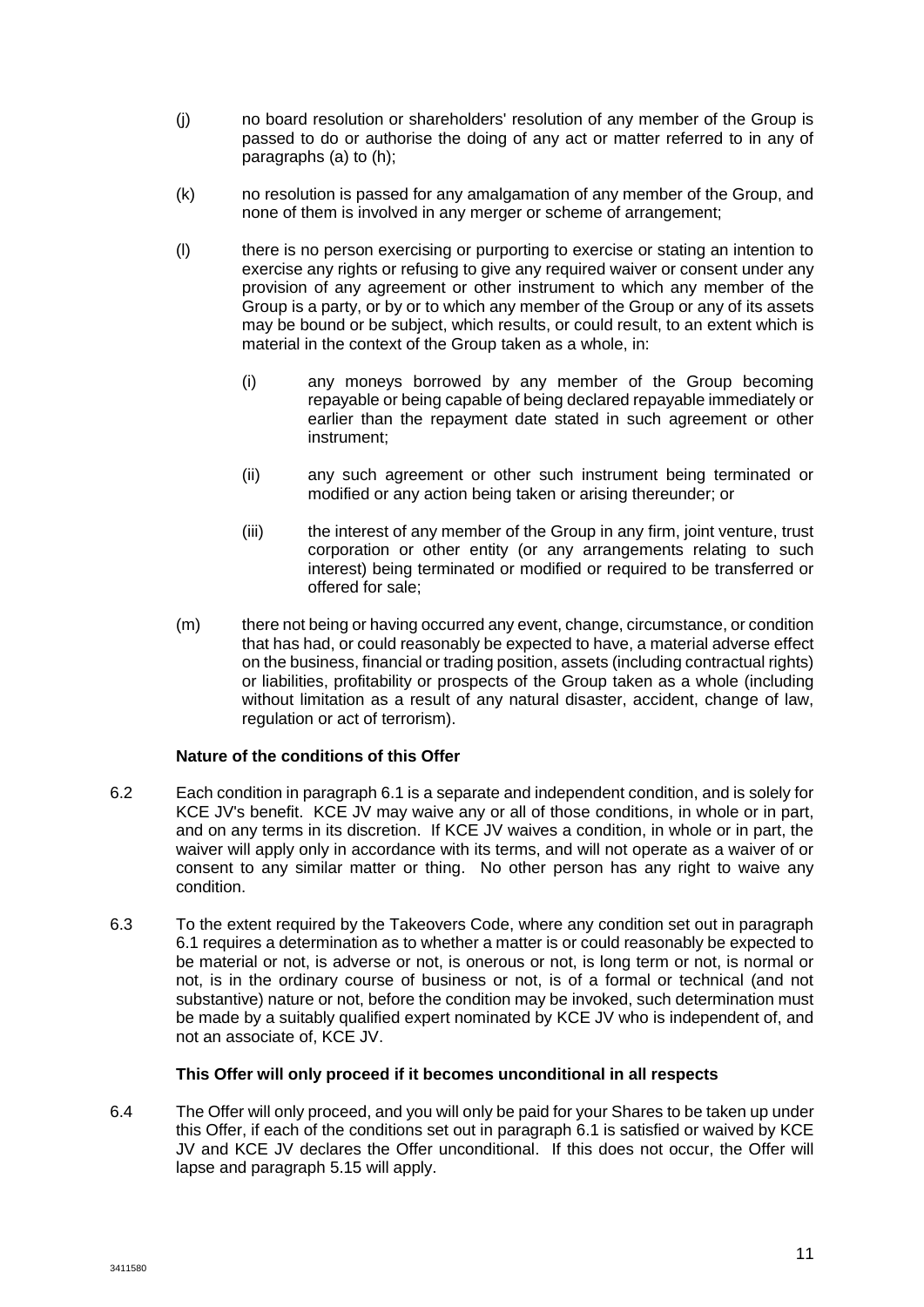(j) no board resolution or shareholders' resolution of any member of the Group is passed to do or authorise the doing of any act or matter referred to in any of paragraphs (a) to (h);

(k) no resolution is passed for any amalgamation of any member of the Group, and none of them is involved in any merger or scheme of arrangement;

(l) there is no person exercising or purporting to exercise or stating an intention to exercise any rights or refusing to give any required waiver or consent under any provision of any agreement or other instrument to which any member of the Group is a party, or by or to which any member of the Group or any of its assets may be bound or be subject, which results, or could result, to an extent which is material in the context of the Group taken as a whole, in:

  (i) any moneys borrowed by any member of the Group becoming repayable or being capable of being declared repayable immediately or earlier than the repayment date stated in such agreement or other instrument;

  (ii) any such agreement or other such instrument being terminated or modified or any action being taken or arising thereunder; or

  (iii) the interest of any member of the Group in any firm, joint venture, trust corporation or other entity (or any arrangements relating to such interest) being terminated or modified or required to be transferred or offered for sale;

(m) there not being or having occurred any event, change, circumstance, or condition that has had, or could reasonably be expected to have, a material adverse effect on the business, financial or trading position, assets (including contractual rights) or liabilities, profitability or prospects of the Group taken as a whole (including without limitation as a result of any natural disaster, accident, change of law, regulation or act of terrorism).

**Nature of the conditions of this Offer**

6.2 Each condition in paragraph 6.1 is a separate and independent condition, and is solely for KCE JV's benefit. KCE JV may waive any or all of those conditions, in whole or in part, and on any terms in its discretion. If KCE JV waives a condition, in whole or in part, the waiver will apply only in accordance with its terms, and will not operate as a waiver of or consent to any similar matter or thing. No other person has any right to waive any condition.

6.3 To the extent required by the Takeovers Code, where any condition set out in paragraph 6.1 requires a determination as to whether a matter is or could reasonably be expected to be material or not, is adverse or not, is onerous or not, is long term or not, is normal or not, is in the ordinary course of business or not, is of a formal or technical (and not substantive) nature or not, before the condition may be invoked, such determination must be made by a suitably qualified expert nominated by KCE JV who is independent of, and not an associate of, KCE JV.

**This Offer will only proceed if it becomes unconditional in all respects**

6.4 The Offer will only proceed, and you will only be paid for your Shares to be taken up under this Offer, if each of the conditions set out in paragraph 6.1 is satisfied or waived by KCE JV and KCE JV declares the Offer unconditional. If this does not occur, the Offer will lapse and paragraph 5.15 will apply.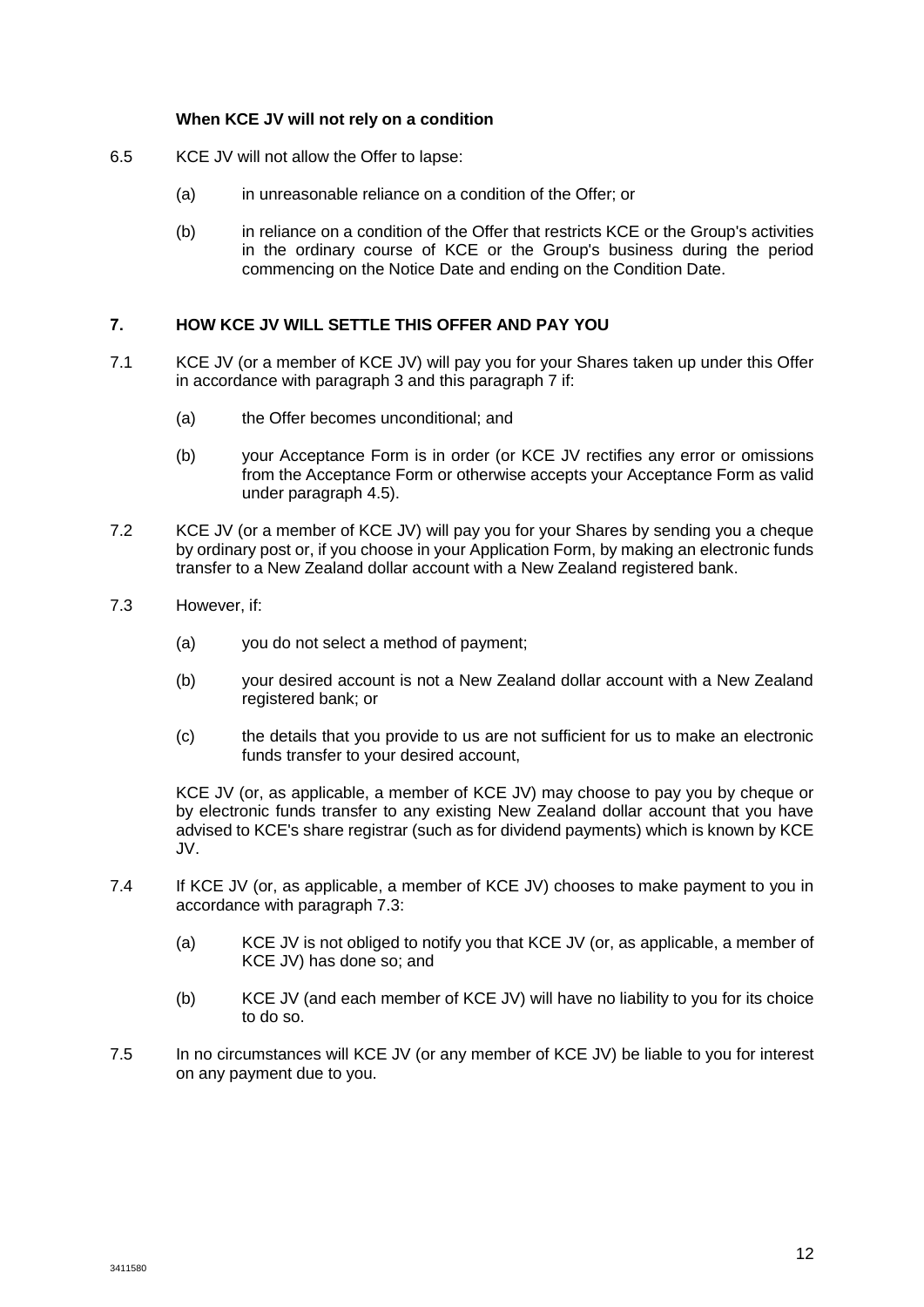**When KCE JV will not rely on a condition**

6.5 KCE JV will not allow the Offer to lapse:

(a) in unreasonable reliance on a condition of the Offer; or

(b) in reliance on a condition of the Offer that restricts KCE or the Group's activities in the ordinary course of KCE or the Group's business during the period commencing on the Notice Date and ending on the Condition Date.

## 7. HOW KCE JV WILL SETTLE THIS OFFER AND PAY YOU

7.1 KCE JV (or a member of KCE JV) will pay you for your Shares taken up under this Offer in accordance with paragraph 3 and this paragraph 7 if:

(a) the Offer becomes unconditional; and

(b) your Acceptance Form is in order (or KCE JV rectifies any error or omissions from the Acceptance Form or otherwise accepts your Acceptance Form as valid under paragraph 4.5).

7.2 KCE JV (or a member of KCE JV) will pay you for your Shares by sending you a cheque by ordinary post or, if you choose in your Application Form, by making an electronic funds transfer to a New Zealand dollar account with a New Zealand registered bank.

7.3 However, if:

(a) you do not select a method of payment;

(b) your desired account is not a New Zealand dollar account with a New Zealand registered bank; or

(c) the details that you provide to us are not sufficient for us to make an electronic funds transfer to your desired account,

KCE JV (or, as applicable, a member of KCE JV) may choose to pay you by cheque or by electronic funds transfer to any existing New Zealand dollar account that you have advised to KCE's share registrar (such as for dividend payments) which is known by KCE JV.

7.4 If KCE JV (or, as applicable, a member of KCE JV) chooses to make payment to you in accordance with paragraph 7.3:

(a) KCE JV is not obliged to notify you that KCE JV (or, as applicable, a member of KCE JV) has done so; and

(b) KCE JV (and each member of KCE JV) will have no liability to you for its choice to do so.

7.5 In no circumstances will KCE JV (or any member of KCE JV) be liable to you for interest on any payment due to you.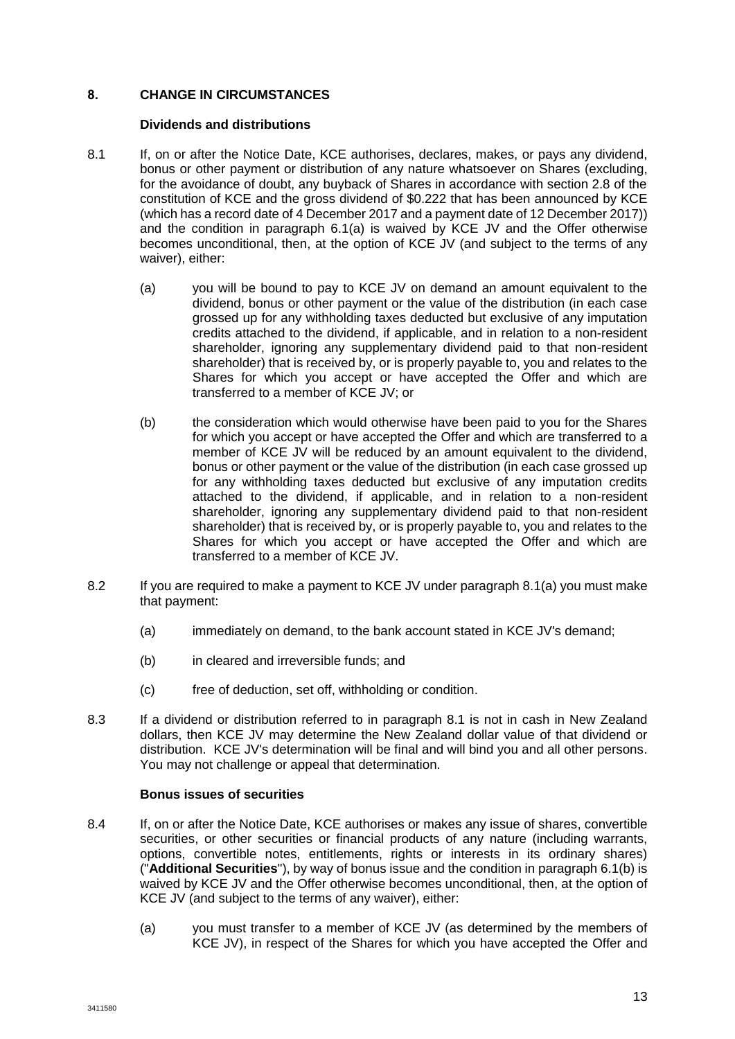## 8. CHANGE IN CIRCUMSTANCES

### Dividends and distributions

8.1 If, on or after the Notice Date, KCE authorises, declares, makes, or pays any dividend, bonus or other payment or distribution of any nature whatsoever on Shares (excluding, for the avoidance of doubt, any buyback of Shares in accordance with section 2.8 of the constitution of KCE and the gross dividend of $0.222 that has been announced by KCE (which has a record date of 4 December 2017 and a payment date of 12 December 2017)) and the condition in paragraph 6.1(a) is waived by KCE JV and the Offer otherwise becomes unconditional, then, at the option of KCE JV (and subject to the terms of any waiver), either:

(a) you will be bound to pay to KCE JV on demand an amount equivalent to the dividend, bonus or other payment or the value of the distribution (in each case grossed up for any withholding taxes deducted but exclusive of any imputation credits attached to the dividend, if applicable, and in relation to a non-resident shareholder, ignoring any supplementary dividend paid to that non-resident shareholder) that is received by, or is properly payable to, you and relates to the Shares for which you accept or have accepted the Offer and which are transferred to a member of KCE JV; or

(b) the consideration which would otherwise have been paid to you for the Shares for which you accept or have accepted the Offer and which are transferred to a member of KCE JV will be reduced by an amount equivalent to the dividend, bonus or other payment or the value of the distribution (in each case grossed up for any withholding taxes deducted but exclusive of any imputation credits attached to the dividend, if applicable, and in relation to a non-resident shareholder, ignoring any supplementary dividend paid to that non-resident shareholder) that is received by, or is properly payable to, you and relates to the Shares for which you accept or have accepted the Offer and which are transferred to a member of KCE JV.

8.2 If you are required to make a payment to KCE JV under paragraph 8.1(a) you must make that payment:

(a) immediately on demand, to the bank account stated in KCE JV's demand;

(b) in cleared and irreversible funds; and

(c) free of deduction, set off, withholding or condition.

8.3 If a dividend or distribution referred to in paragraph 8.1 is not in cash in New Zealand dollars, then KCE JV may determine the New Zealand dollar value of that dividend or distribution. KCE JV's determination will be final and will bind you and all other persons. You may not challenge or appeal that determination.

### Bonus issues of securities

8.4 If, on or after the Notice Date, KCE authorises or makes any issue of shares, convertible securities, or other securities or financial products of any nature (including warrants, options, convertible notes, entitlements, rights or interests in its ordinary shares) ("**Additional Securities**"), by way of bonus issue and the condition in paragraph 6.1(b) is waived by KCE JV and the Offer otherwise becomes unconditional, then, at the option of KCE JV (and subject to the terms of any waiver), either:

(a) you must transfer to a member of KCE JV (as determined by the members of KCE JV), in respect of the Shares for which you have accepted the Offer and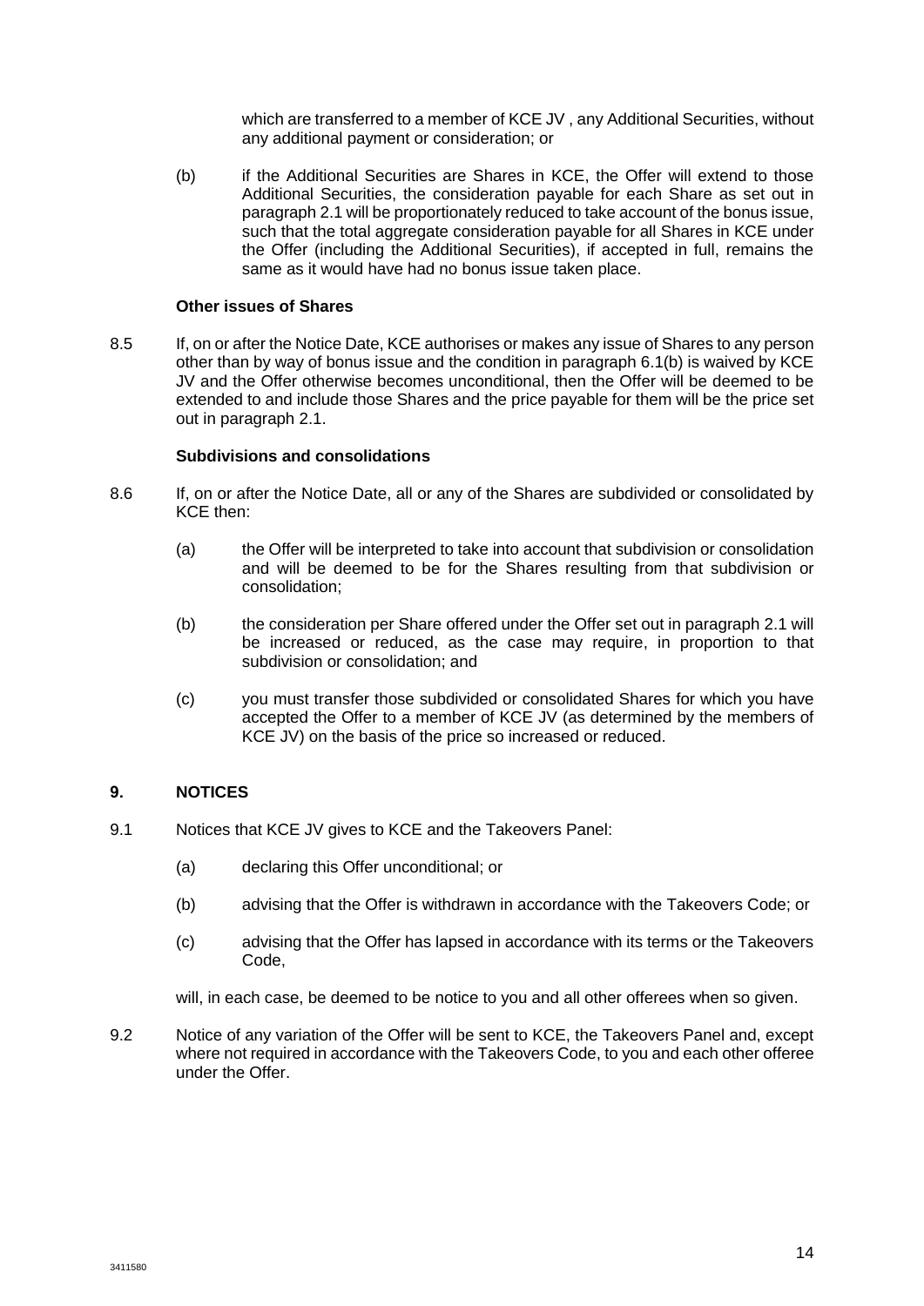which are transferred to a member of KCE JV , any Additional Securities, without any additional payment or consideration; or

(b) if the Additional Securities are Shares in KCE, the Offer will extend to those Additional Securities, the consideration payable for each Share as set out in paragraph 2.1 will be proportionately reduced to take account of the bonus issue, such that the total aggregate consideration payable for all Shares in KCE under the Offer (including the Additional Securities), if accepted in full, remains the same as it would have had no bonus issue taken place.

**Other issues of Shares**

8.5 If, on or after the Notice Date, KCE authorises or makes any issue of Shares to any person other than by way of bonus issue and the condition in paragraph 6.1(b) is waived by KCE JV and the Offer otherwise becomes unconditional, then the Offer will be deemed to be extended to and include those Shares and the price payable for them will be the price set out in paragraph 2.1.

**Subdivisions and consolidations**

8.6 If, on or after the Notice Date, all or any of the Shares are subdivided or consolidated by KCE then:

(a) the Offer will be interpreted to take into account that subdivision or consolidation and will be deemed to be for the Shares resulting from that subdivision or consolidation;

(b) the consideration per Share offered under the Offer set out in paragraph 2.1 will be increased or reduced, as the case may require, in proportion to that subdivision or consolidation; and

(c) you must transfer those subdivided or consolidated Shares for which you have accepted the Offer to a member of KCE JV (as determined by the members of KCE JV) on the basis of the price so increased or reduced.

## 9. NOTICES

9.1 Notices that KCE JV gives to KCE and the Takeovers Panel:

(a) declaring this Offer unconditional; or

(b) advising that the Offer is withdrawn in accordance with the Takeovers Code; or

(c) advising that the Offer has lapsed in accordance with its terms or the Takeovers Code,

will, in each case, be deemed to be notice to you and all other offerees when so given.

9.2 Notice of any variation of the Offer will be sent to KCE, the Takeovers Panel and, except where not required in accordance with the Takeovers Code, to you and each other offeree under the Offer.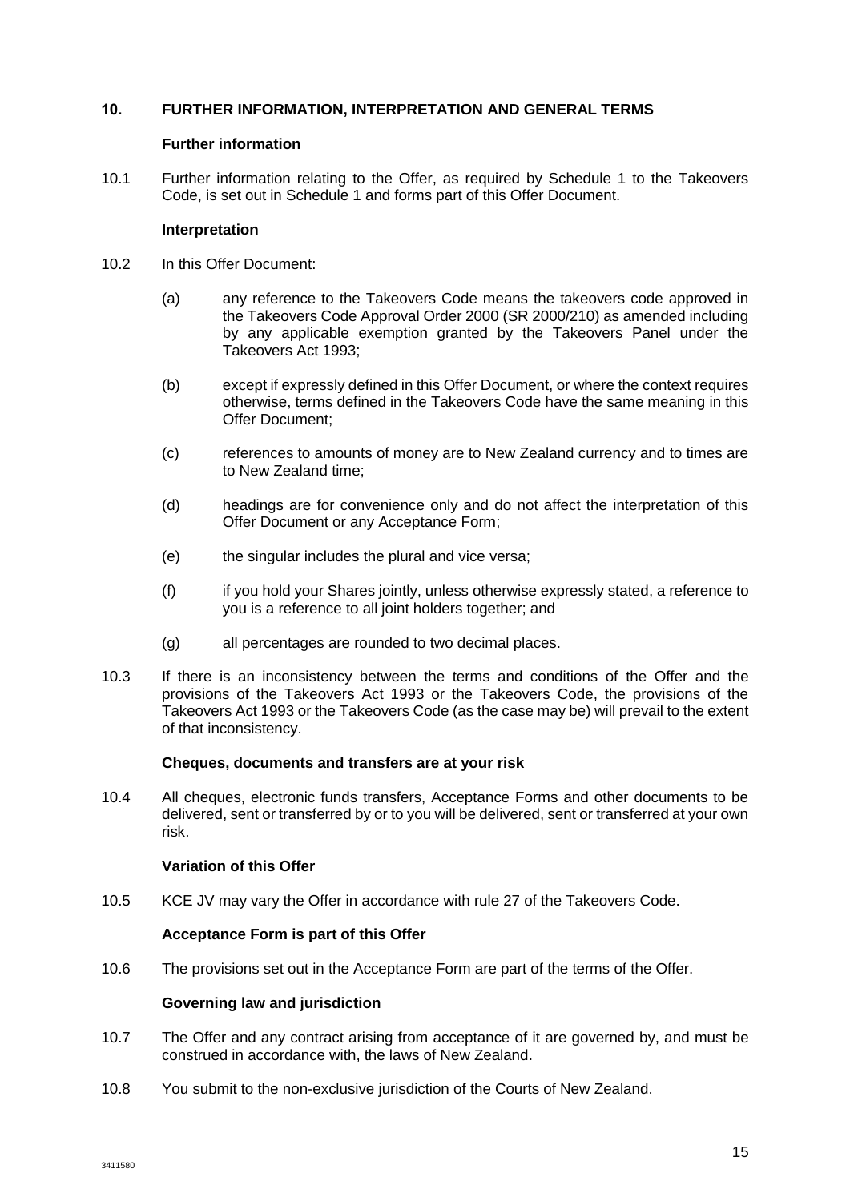## 10. FURTHER INFORMATION, INTERPRETATION AND GENERAL TERMS

### Further information

10.1 Further information relating to the Offer, as required by Schedule 1 to the Takeovers Code, is set out in Schedule 1 and forms part of this Offer Document.

### Interpretation

10.2 In this Offer Document:

(a) any reference to the Takeovers Code means the takeovers code approved in the Takeovers Code Approval Order 2000 (SR 2000/210) as amended including by any applicable exemption granted by the Takeovers Panel under the Takeovers Act 1993;

(b) except if expressly defined in this Offer Document, or where the context requires otherwise, terms defined in the Takeovers Code have the same meaning in this Offer Document;

(c) references to amounts of money are to New Zealand currency and to times are to New Zealand time;

(d) headings are for convenience only and do not affect the interpretation of this Offer Document or any Acceptance Form;

(e) the singular includes the plural and vice versa;

(f) if you hold your Shares jointly, unless otherwise expressly stated, a reference to you is a reference to all joint holders together; and

(g) all percentages are rounded to two decimal places.

10.3 If there is an inconsistency between the terms and conditions of the Offer and the provisions of the Takeovers Act 1993 or the Takeovers Code, the provisions of the Takeovers Act 1993 or the Takeovers Code (as the case may be) will prevail to the extent of that inconsistency.

### Cheques, documents and transfers are at your risk

10.4 All cheques, electronic funds transfers, Acceptance Forms and other documents to be delivered, sent or transferred by or to you will be delivered, sent or transferred at your own risk.

### Variation of this Offer

10.5 KCE JV may vary the Offer in accordance with rule 27 of the Takeovers Code.

### Acceptance Form is part of this Offer

10.6 The provisions set out in the Acceptance Form are part of the terms of the Offer.

### Governing law and jurisdiction

10.7 The Offer and any contract arising from acceptance of it are governed by, and must be construed in accordance with, the laws of New Zealand.

10.8 You submit to the non-exclusive jurisdiction of the Courts of New Zealand.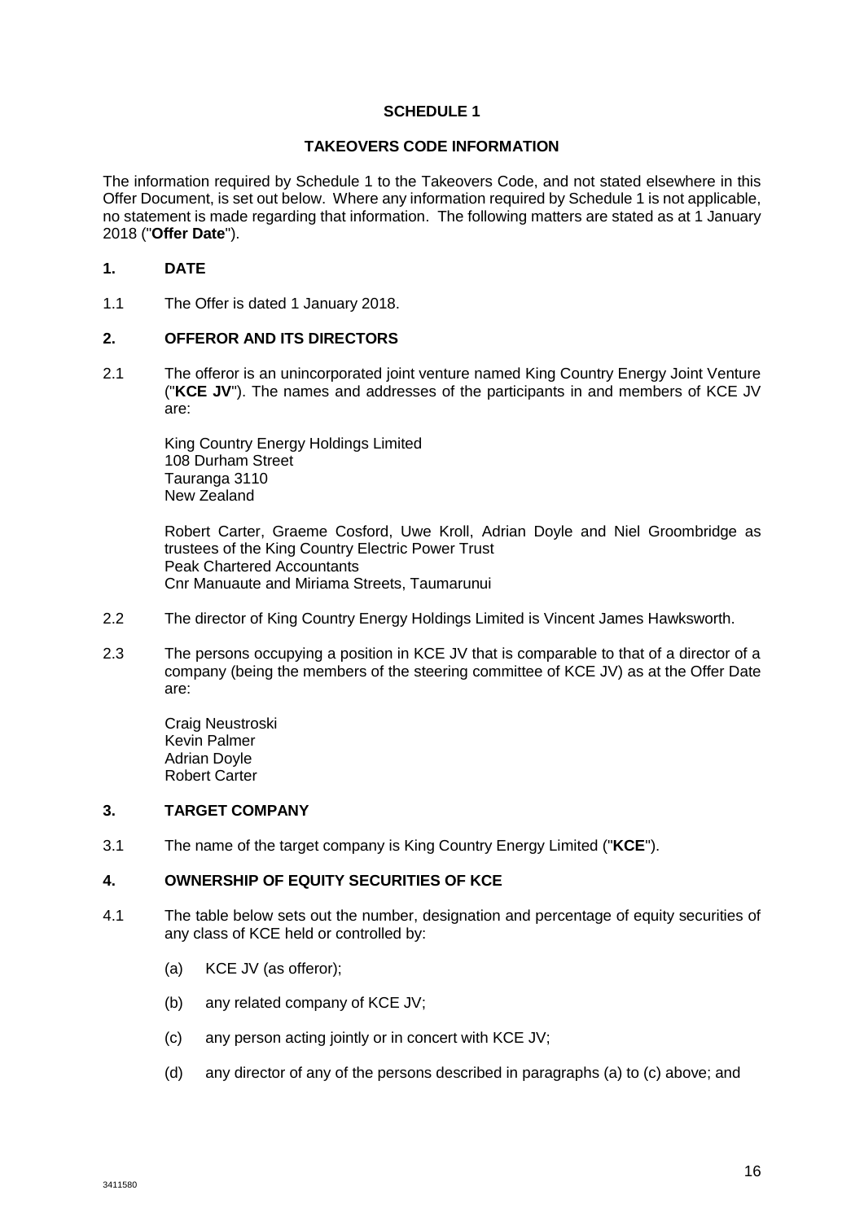## SCHEDULE 1

## TAKEOVERS CODE INFORMATION

The information required by Schedule 1 to the Takeovers Code, and not stated elsewhere in this Offer Document, is set out below. Where any information required by Schedule 1 is not applicable, no statement is made regarding that information. The following matters are stated as at 1 January 2018 ("**Offer Date**").

### 1. DATE

1.1 The Offer is dated 1 January 2018.

### 2. OFFEROR AND ITS DIRECTORS

2.1 The offeror is an unincorporated joint venture named King Country Energy Joint Venture ("**KCE JV**"). The names and addresses of the participants in and members of KCE JV are:

King Country Energy Holdings Limited
108 Durham Street
Tauranga 3110
New Zealand

Robert Carter, Graeme Cosford, Uwe Kroll, Adrian Doyle and Niel Groombridge as trustees of the King Country Electric Power Trust
Peak Chartered Accountants
Cnr Manuaute and Miriama Streets, Taumarunui

2.2 The director of King Country Energy Holdings Limited is Vincent James Hawksworth.

2.3 The persons occupying a position in KCE JV that is comparable to that of a director of a company (being the members of the steering committee of KCE JV) as at the Offer Date are:

Craig Neustroski
Kevin Palmer
Adrian Doyle
Robert Carter

### 3. TARGET COMPANY

3.1 The name of the target company is King Country Energy Limited ("**KCE**").

### 4. OWNERSHIP OF EQUITY SECURITIES OF KCE

4.1 The table below sets out the number, designation and percentage of equity securities of any class of KCE held or controlled by:

(a) KCE JV (as offeror);

(b) any related company of KCE JV;

(c) any person acting jointly or in concert with KCE JV;

(d) any director of any of the persons described in paragraphs (a) to (c) above; and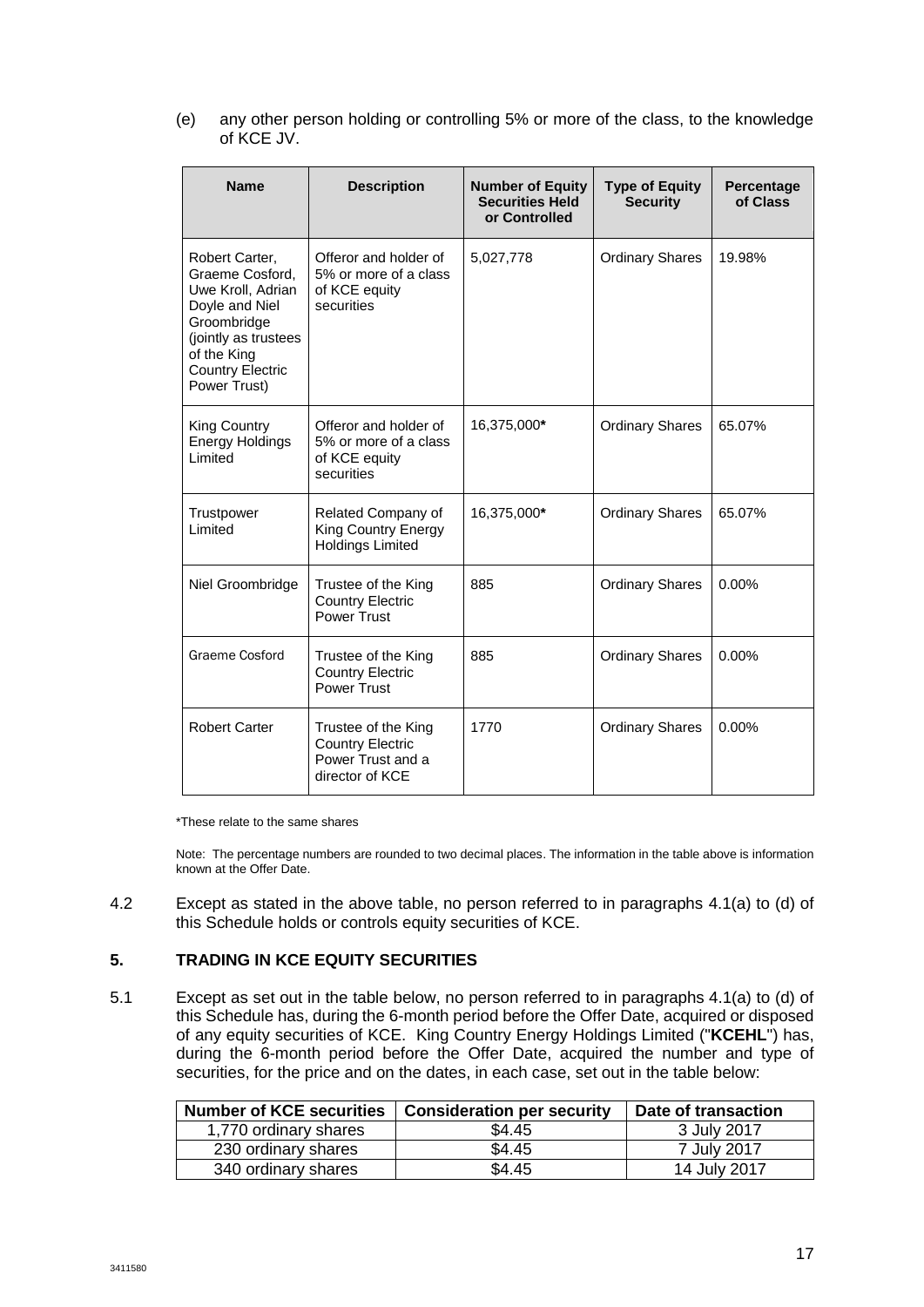(e) any other person holding or controlling 5% or more of the class, to the knowledge of KCE JV.

| Name | Description | Number of Equity Securities Held or Controlled | Type of Equity Security | Percentage of Class |
|---|---|---|---|---|
| Robert Carter, Graeme Cosford, Uwe Kroll, Adrian Doyle and Niel Groombridge (jointly as trustees of the King Country Electric Power Trust) | Offeror and holder of 5% or more of a class of KCE equity securities | 5,027,778 | Ordinary Shares | 19.98% |
| King Country Energy Holdings Limited | Offeror and holder of 5% or more of a class of KCE equity securities | 16,375,000**\*** | Ordinary Shares | 65.07% |
| Trustpower Limited | Related Company of King Country Energy Holdings Limited | 16,375,000**\*** | Ordinary Shares | 65.07% |
| Niel Groombridge | Trustee of the King Country Electric Power Trust | 885 | Ordinary Shares | 0.00% |
| Graeme Cosford | Trustee of the King Country Electric Power Trust | 885 | Ordinary Shares | 0.00% |
| Robert Carter | Trustee of the King Country Electric Power Trust and a director of KCE | 1770 | Ordinary Shares | 0.00% |

\*These relate to the same shares

Note: The percentage numbers are rounded to two decimal places. The information in the table above is information known at the Offer Date.

4.2 Except as stated in the above table, no person referred to in paragraphs 4.1(a) to (d) of this Schedule holds or controls equity securities of KCE.

## 5. TRADING IN KCE EQUITY SECURITIES

5.1 Except as set out in the table below, no person referred to in paragraphs 4.1(a) to (d) of this Schedule has, during the 6-month period before the Offer Date, acquired or disposed of any equity securities of KCE. King Country Energy Holdings Limited ("**KCEHL**") has, during the 6-month period before the Offer Date, acquired the number and type of securities, for the price and on the dates, in each case, set out in the table below:

| Number of KCE securities | Consideration per security | Date of transaction |
|---|---|---|
| 1,770 ordinary shares | $4.45 | 3 July 2017 |
| 230 ordinary shares | $4.45 | 7 July 2017 |
| 340 ordinary shares | $4.45 | 14 July 2017 |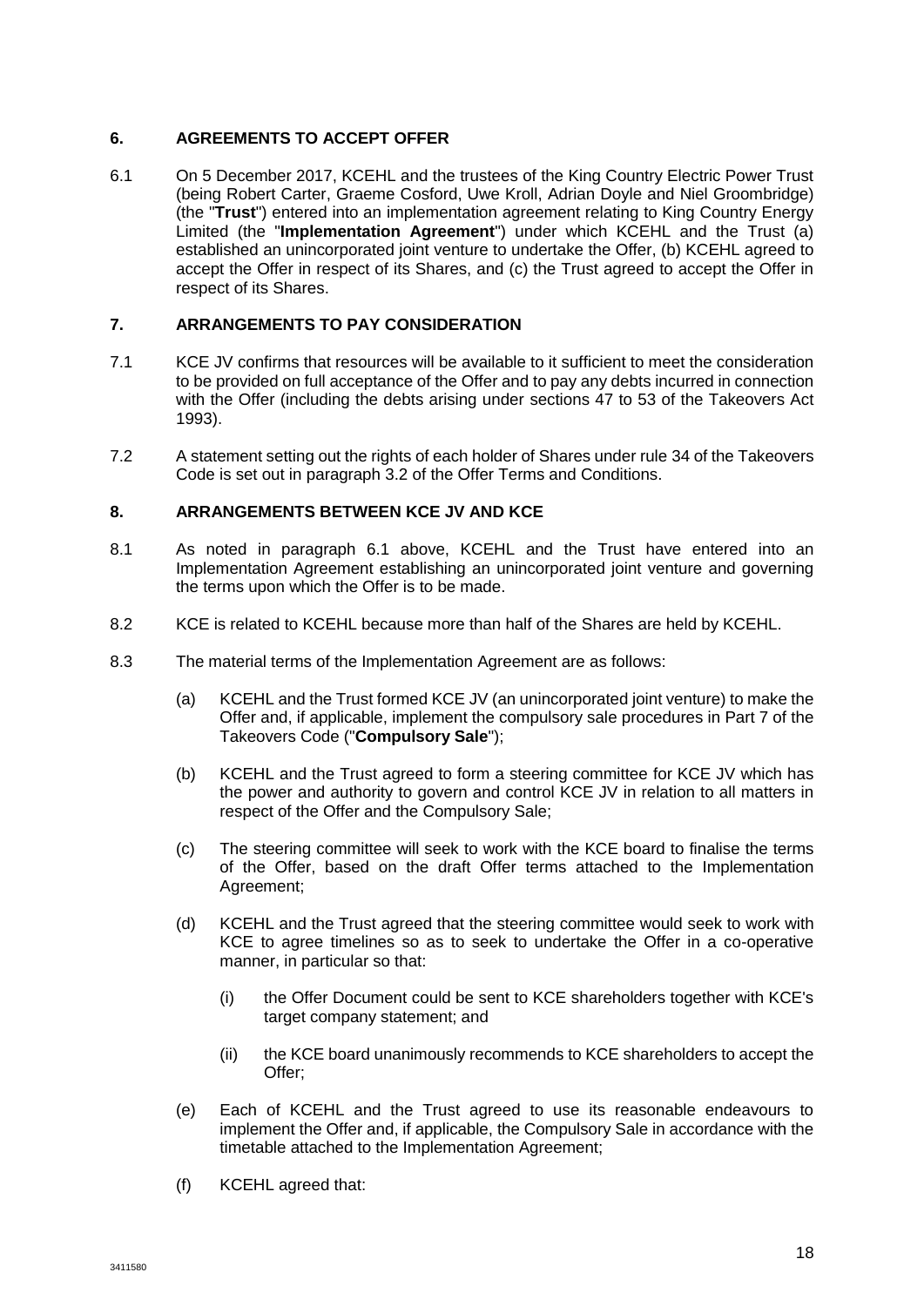## 6. AGREEMENTS TO ACCEPT OFFER

6.1 On 5 December 2017, KCEHL and the trustees of the King Country Electric Power Trust (being Robert Carter, Graeme Cosford, Uwe Kroll, Adrian Doyle and Niel Groombridge) (the "**Trust**") entered into an implementation agreement relating to King Country Energy Limited (the "**Implementation Agreement**") under which KCEHL and the Trust (a) established an unincorporated joint venture to undertake the Offer, (b) KCEHL agreed to accept the Offer in respect of its Shares, and (c) the Trust agreed to accept the Offer in respect of its Shares.

## 7. ARRANGEMENTS TO PAY CONSIDERATION

7.1 KCE JV confirms that resources will be available to it sufficient to meet the consideration to be provided on full acceptance of the Offer and to pay any debts incurred in connection with the Offer (including the debts arising under sections 47 to 53 of the Takeovers Act 1993).

7.2 A statement setting out the rights of each holder of Shares under rule 34 of the Takeovers Code is set out in paragraph 3.2 of the Offer Terms and Conditions.

## 8. ARRANGEMENTS BETWEEN KCE JV AND KCE

8.1 As noted in paragraph 6.1 above, KCEHL and the Trust have entered into an Implementation Agreement establishing an unincorporated joint venture and governing the terms upon which the Offer is to be made.

8.2 KCE is related to KCEHL because more than half of the Shares are held by KCEHL.

8.3 The material terms of the Implementation Agreement are as follows:

(a) KCEHL and the Trust formed KCE JV (an unincorporated joint venture) to make the Offer and, if applicable, implement the compulsory sale procedures in Part 7 of the Takeovers Code ("**Compulsory Sale**");

(b) KCEHL and the Trust agreed to form a steering committee for KCE JV which has the power and authority to govern and control KCE JV in relation to all matters in respect of the Offer and the Compulsory Sale;

(c) The steering committee will seek to work with the KCE board to finalise the terms of the Offer, based on the draft Offer terms attached to the Implementation Agreement;

(d) KCEHL and the Trust agreed that the steering committee would seek to work with KCE to agree timelines so as to seek to undertake the Offer in a co-operative manner, in particular so that:

(i) the Offer Document could be sent to KCE shareholders together with KCE's target company statement; and

(ii) the KCE board unanimously recommends to KCE shareholders to accept the Offer;

(e) Each of KCEHL and the Trust agreed to use its reasonable endeavours to implement the Offer and, if applicable, the Compulsory Sale in accordance with the timetable attached to the Implementation Agreement;

(f) KCEHL agreed that: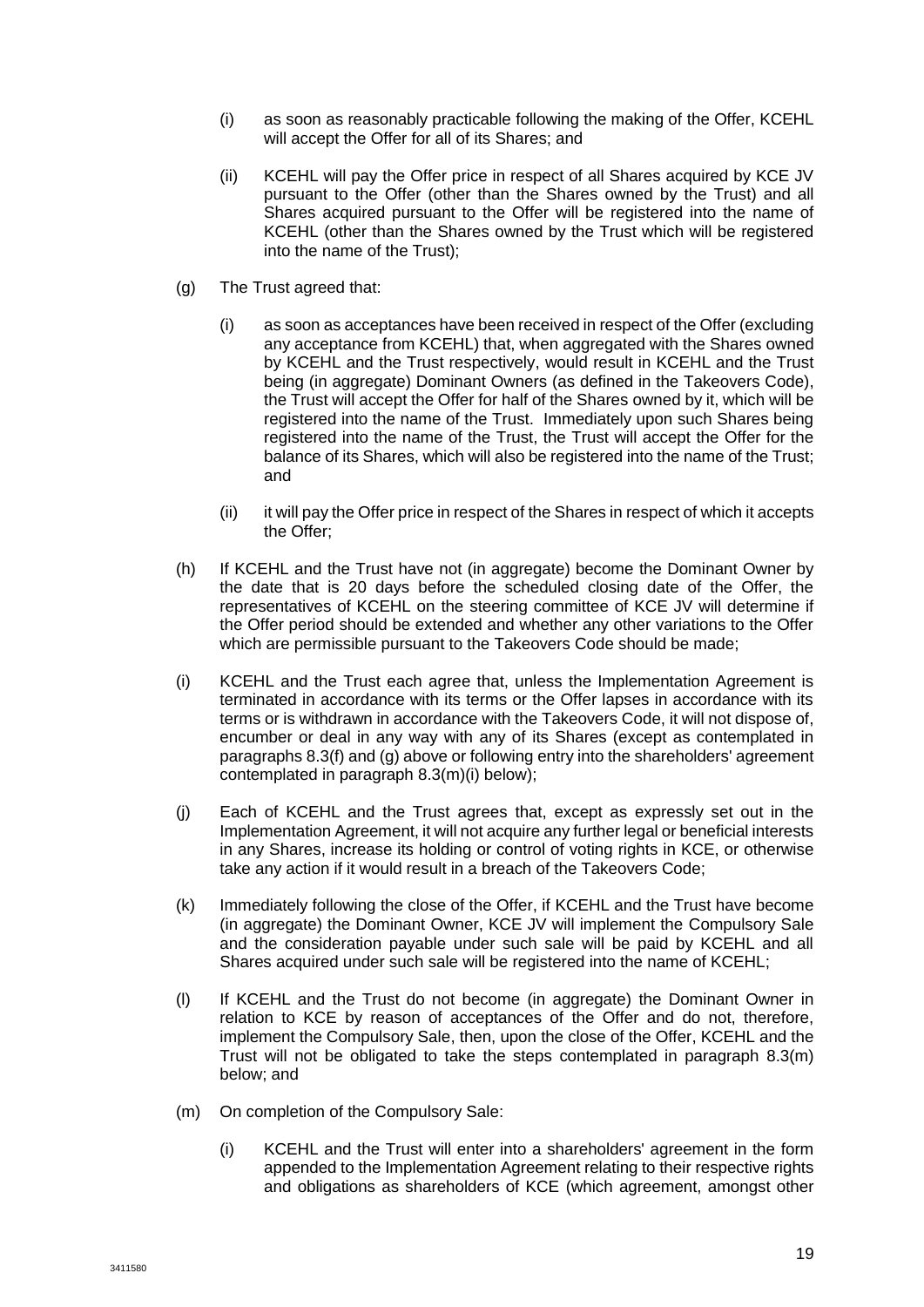(i) as soon as reasonably practicable following the making of the Offer, KCEHL will accept the Offer for all of its Shares; and

(ii) KCEHL will pay the Offer price in respect of all Shares acquired by KCE JV pursuant to the Offer (other than the Shares owned by the Trust) and all Shares acquired pursuant to the Offer will be registered into the name of KCEHL (other than the Shares owned by the Trust which will be registered into the name of the Trust);

(g) The Trust agreed that:

(i) as soon as acceptances have been received in respect of the Offer (excluding any acceptance from KCEHL) that, when aggregated with the Shares owned by KCEHL and the Trust respectively, would result in KCEHL and the Trust being (in aggregate) Dominant Owners (as defined in the Takeovers Code), the Trust will accept the Offer for half of the Shares owned by it, which will be registered into the name of the Trust. Immediately upon such Shares being registered into the name of the Trust, the Trust will accept the Offer for the balance of its Shares, which will also be registered into the name of the Trust; and

(ii) it will pay the Offer price in respect of the Shares in respect of which it accepts the Offer;

(h) If KCEHL and the Trust have not (in aggregate) become the Dominant Owner by the date that is 20 days before the scheduled closing date of the Offer, the representatives of KCEHL on the steering committee of KCE JV will determine if the Offer period should be extended and whether any other variations to the Offer which are permissible pursuant to the Takeovers Code should be made;

(i) KCEHL and the Trust each agree that, unless the Implementation Agreement is terminated in accordance with its terms or the Offer lapses in accordance with its terms or is withdrawn in accordance with the Takeovers Code, it will not dispose of, encumber or deal in any way with any of its Shares (except as contemplated in paragraphs 8.3(f) and (g) above or following entry into the shareholders' agreement contemplated in paragraph 8.3(m)(i) below);

(j) Each of KCEHL and the Trust agrees that, except as expressly set out in the Implementation Agreement, it will not acquire any further legal or beneficial interests in any Shares, increase its holding or control of voting rights in KCE, or otherwise take any action if it would result in a breach of the Takeovers Code;

(k) Immediately following the close of the Offer, if KCEHL and the Trust have become (in aggregate) the Dominant Owner, KCE JV will implement the Compulsory Sale and the consideration payable under such sale will be paid by KCEHL and all Shares acquired under such sale will be registered into the name of KCEHL;

(l) If KCEHL and the Trust do not become (in aggregate) the Dominant Owner in relation to KCE by reason of acceptances of the Offer and do not, therefore, implement the Compulsory Sale, then, upon the close of the Offer, KCEHL and the Trust will not be obligated to take the steps contemplated in paragraph 8.3(m) below; and

(m) On completion of the Compulsory Sale:

(i) KCEHL and the Trust will enter into a shareholders' agreement in the form appended to the Implementation Agreement relating to their respective rights and obligations as shareholders of KCE (which agreement, amongst other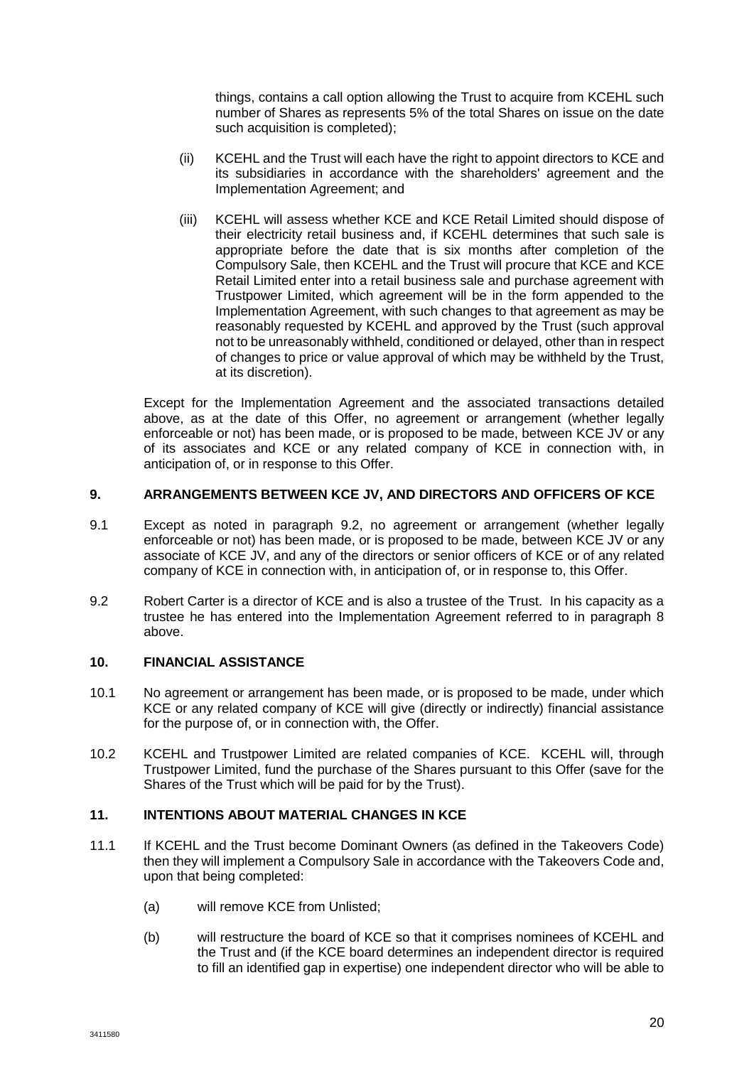things, contains a call option allowing the Trust to acquire from KCEHL such number of Shares as represents 5% of the total Shares on issue on the date such acquisition is completed);

(ii) KCEHL and the Trust will each have the right to appoint directors to KCE and its subsidiaries in accordance with the shareholders' agreement and the Implementation Agreement; and

(iii) KCEHL will assess whether KCE and KCE Retail Limited should dispose of their electricity retail business and, if KCEHL determines that such sale is appropriate before the date that is six months after completion of the Compulsory Sale, then KCEHL and the Trust will procure that KCE and KCE Retail Limited enter into a retail business sale and purchase agreement with Trustpower Limited, which agreement will be in the form appended to the Implementation Agreement, with such changes to that agreement as may be reasonably requested by KCEHL and approved by the Trust (such approval not to be unreasonably withheld, conditioned or delayed, other than in respect of changes to price or value approval of which may be withheld by the Trust, at its discretion).

Except for the Implementation Agreement and the associated transactions detailed above, as at the date of this Offer, no agreement or arrangement (whether legally enforceable or not) has been made, or is proposed to be made, between KCE JV or any of its associates and KCE or any related company of KCE in connection with, in anticipation of, or in response to this Offer.

## 9. ARRANGEMENTS BETWEEN KCE JV, AND DIRECTORS AND OFFICERS OF KCE

9.1 Except as noted in paragraph 9.2, no agreement or arrangement (whether legally enforceable or not) has been made, or is proposed to be made, between KCE JV or any associate of KCE JV, and any of the directors or senior officers of KCE or of any related company of KCE in connection with, in anticipation of, or in response to, this Offer.

9.2 Robert Carter is a director of KCE and is also a trustee of the Trust. In his capacity as a trustee he has entered into the Implementation Agreement referred to in paragraph 8 above.

## 10. FINANCIAL ASSISTANCE

10.1 No agreement or arrangement has been made, or is proposed to be made, under which KCE or any related company of KCE will give (directly or indirectly) financial assistance for the purpose of, or in connection with, the Offer.

10.2 KCEHL and Trustpower Limited are related companies of KCE. KCEHL will, through Trustpower Limited, fund the purchase of the Shares pursuant to this Offer (save for the Shares of the Trust which will be paid for by the Trust).

## 11. INTENTIONS ABOUT MATERIAL CHANGES IN KCE

11.1 If KCEHL and the Trust become Dominant Owners (as defined in the Takeovers Code) then they will implement a Compulsory Sale in accordance with the Takeovers Code and, upon that being completed:

(a) will remove KCE from Unlisted;

(b) will restructure the board of KCE so that it comprises nominees of KCEHL and the Trust and (if the KCE board determines an independent director is required to fill an identified gap in expertise) one independent director who will be able to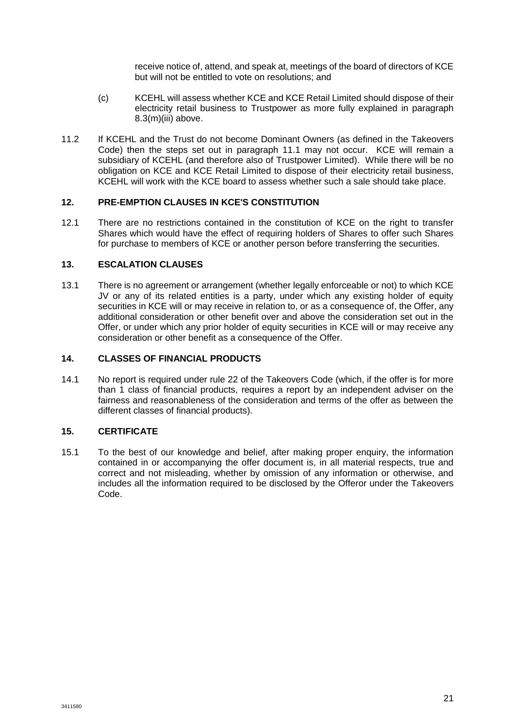receive notice of, attend, and speak at, meetings of the board of directors of KCE but will not be entitled to vote on resolutions; and

(c) KCEHL will assess whether KCE and KCE Retail Limited should dispose of their electricity retail business to Trustpower as more fully explained in paragraph 8.3(m)(iii) above.

11.2 If KCEHL and the Trust do not become Dominant Owners (as defined in the Takeovers Code) then the steps set out in paragraph 11.1 may not occur. KCE will remain a subsidiary of KCEHL (and therefore also of Trustpower Limited). While there will be no obligation on KCE and KCE Retail Limited to dispose of their electricity retail business, KCEHL will work with the KCE board to assess whether such a sale should take place.

## 12. PRE-EMPTION CLAUSES IN KCE'S CONSTITUTION

12.1 There are no restrictions contained in the constitution of KCE on the right to transfer Shares which would have the effect of requiring holders of Shares to offer such Shares for purchase to members of KCE or another person before transferring the securities.

## 13. ESCALATION CLAUSES

13.1 There is no agreement or arrangement (whether legally enforceable or not) to which KCE JV or any of its related entities is a party, under which any existing holder of equity securities in KCE will or may receive in relation to, or as a consequence of, the Offer, any additional consideration or other benefit over and above the consideration set out in the Offer, or under which any prior holder of equity securities in KCE will or may receive any consideration or other benefit as a consequence of the Offer.

## 14. CLASSES OF FINANCIAL PRODUCTS

14.1 No report is required under rule 22 of the Takeovers Code (which, if the offer is for more than 1 class of financial products, requires a report by an independent adviser on the fairness and reasonableness of the consideration and terms of the offer as between the different classes of financial products).

## 15. CERTIFICATE

15.1 To the best of our knowledge and belief, after making proper enquiry, the information contained in or accompanying the offer document is, in all material respects, true and correct and not misleading, whether by omission of any information or otherwise, and includes all the information required to be disclosed by the Offeror under the Takeovers Code.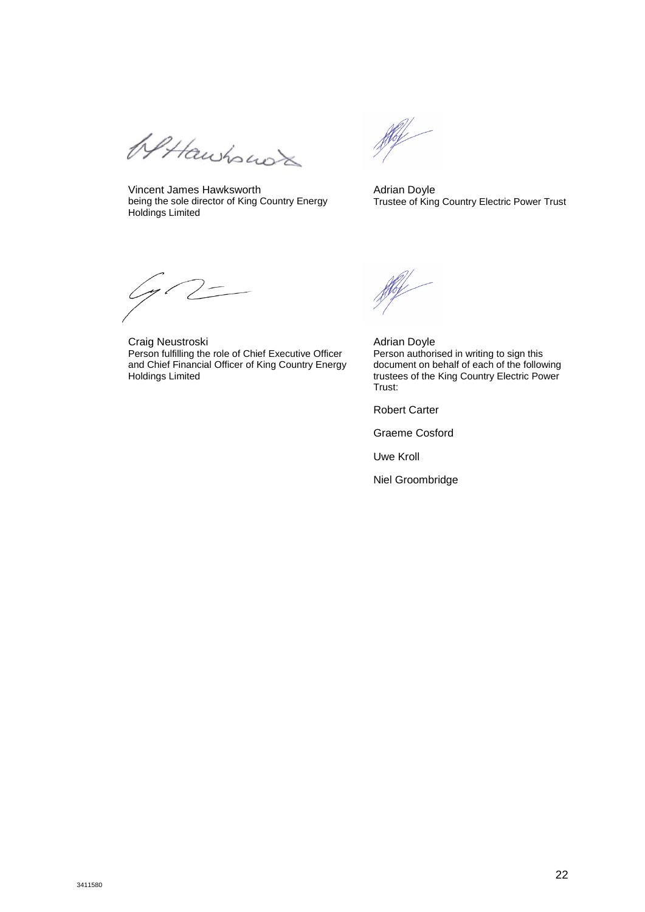Vincent James Hawksworth
being the sole director of King Country Energy Holdings Limited

Adrian Doyle
Trustee of King Country Electric Power Trust

Craig Neustroski
Person fulfilling the role of Chief Executive Officer and Chief Financial Officer of King Country Energy Holdings Limited

Adrian Doyle
Person authorised in writing to sign this document on behalf of each of the following trustees of the King Country Electric Power Trust:

Robert Carter

Graeme Cosford

Uwe Kroll

Niel Groombridge

3411580